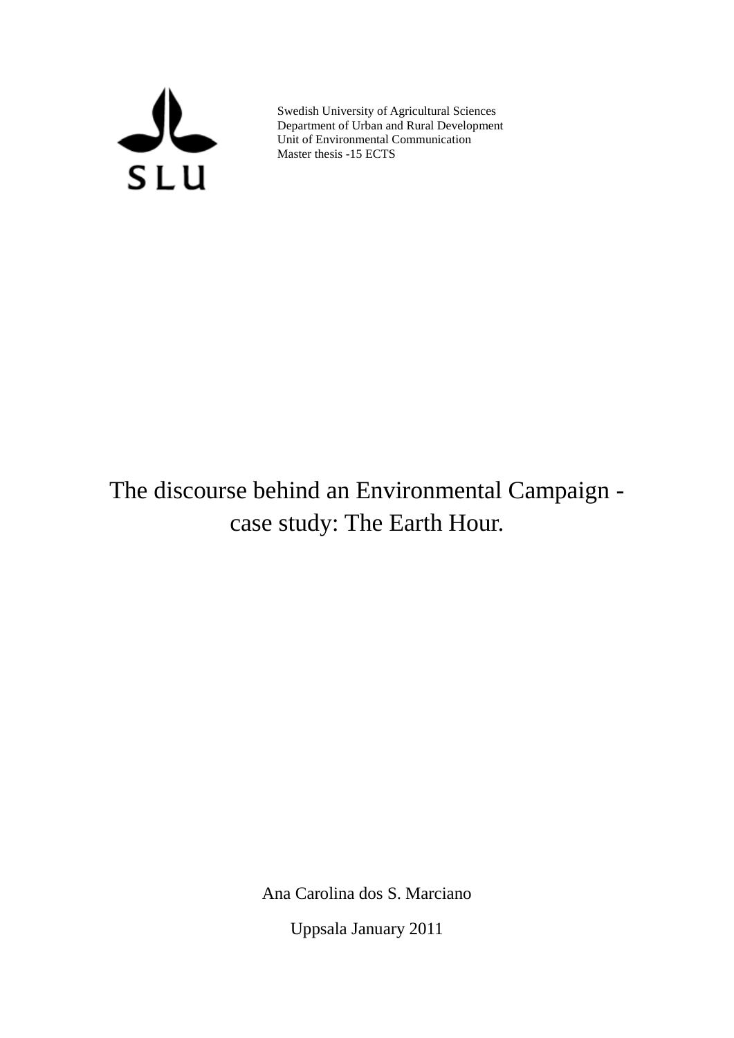SLU

Swedish University of Agricultural Sciences
Department of Urban and Rural Development
Unit of Environmental Communication
Master thesis -15 ECTS

# The discourse behind an Environmental Campaign - case study: The Earth Hour.

Ana Carolina dos S. Marciano

Uppsala January 2011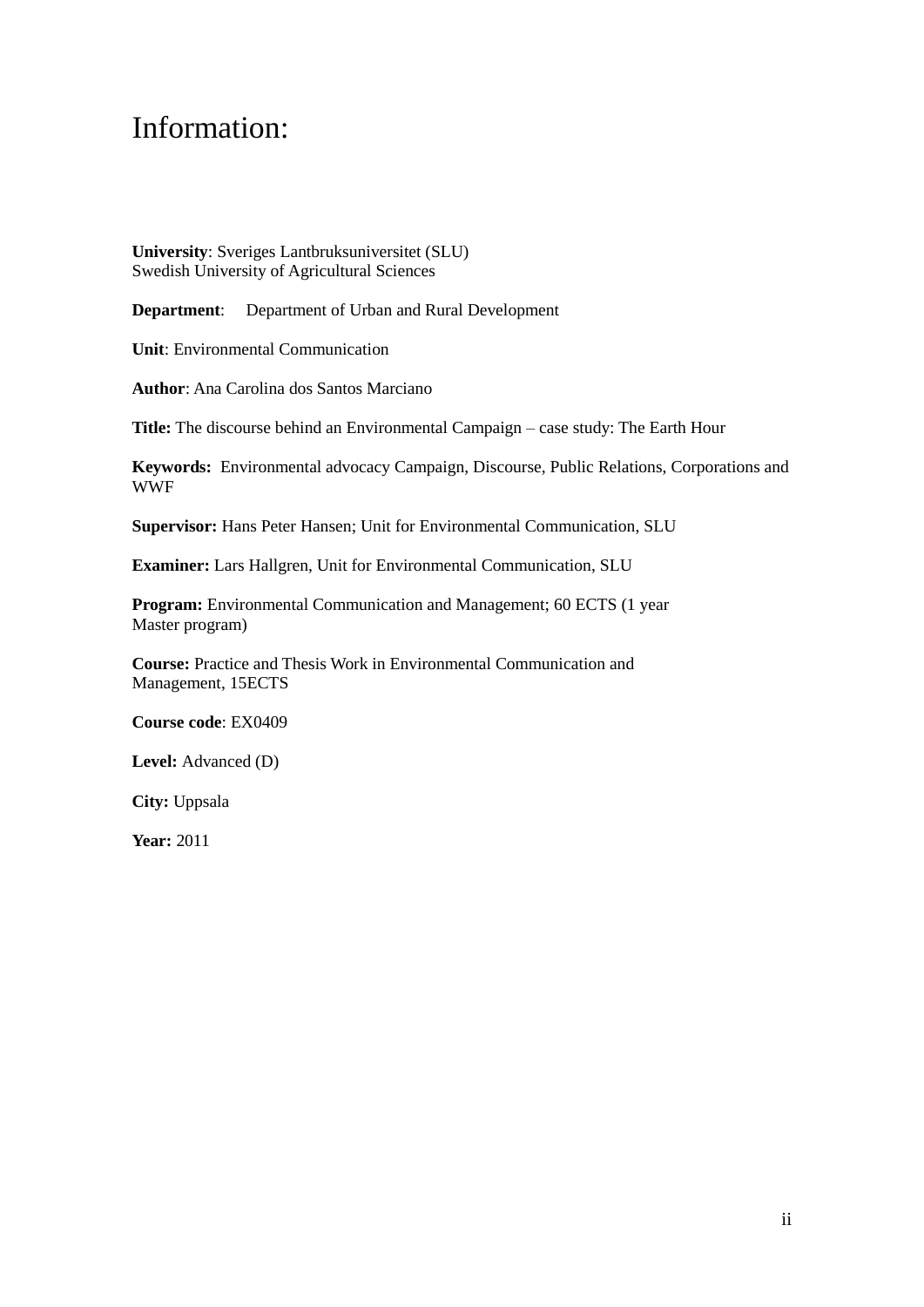# Information:

**University**: Sveriges Lantbruksuniversitet (SLU)
Swedish University of Agricultural Sciences

**Department**: Department of Urban and Rural Development

**Unit**: Environmental Communication

**Author**: Ana Carolina dos Santos Marciano

**Title:** The discourse behind an Environmental Campaign – case study: The Earth Hour

**Keywords:** Environmental advocacy Campaign, Discourse, Public Relations, Corporations and WWF

**Supervisor:** Hans Peter Hansen; Unit for Environmental Communication, SLU

**Examiner:** Lars Hallgren, Unit for Environmental Communication, SLU

**Program:** Environmental Communication and Management; 60 ECTS (1 year Master program)

**Course:** Practice and Thesis Work in Environmental Communication and Management, 15ECTS

**Course code**: EX0409

**Level:** Advanced (D)

**City:** Uppsala

**Year:** 2011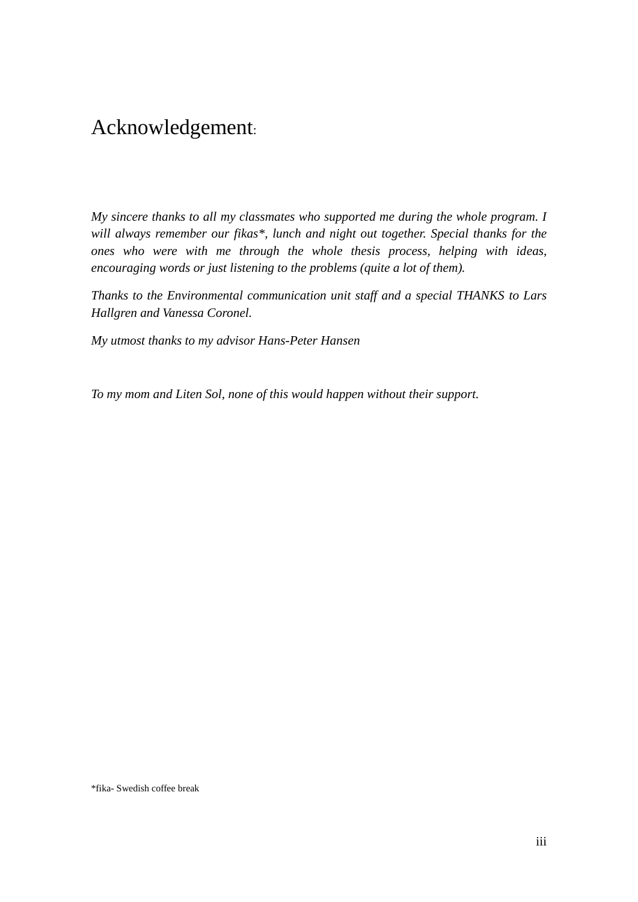# Acknowledgement:

*My sincere thanks to all my classmates who supported me during the whole program. I will always remember our fikas*, lunch and night out together. Special thanks for the ones who were with me through the whole thesis process, helping with ideas, encouraging words or just listening to the problems (quite a lot of them).*

*Thanks to the Environmental communication unit staff and a special THANKS to Lars Hallgren and Vanessa Coronel.*

*My utmost thanks to my advisor Hans-Peter Hansen*

*To my mom and Liten Sol, none of this would happen without their support.*

*fika- Swedish coffee break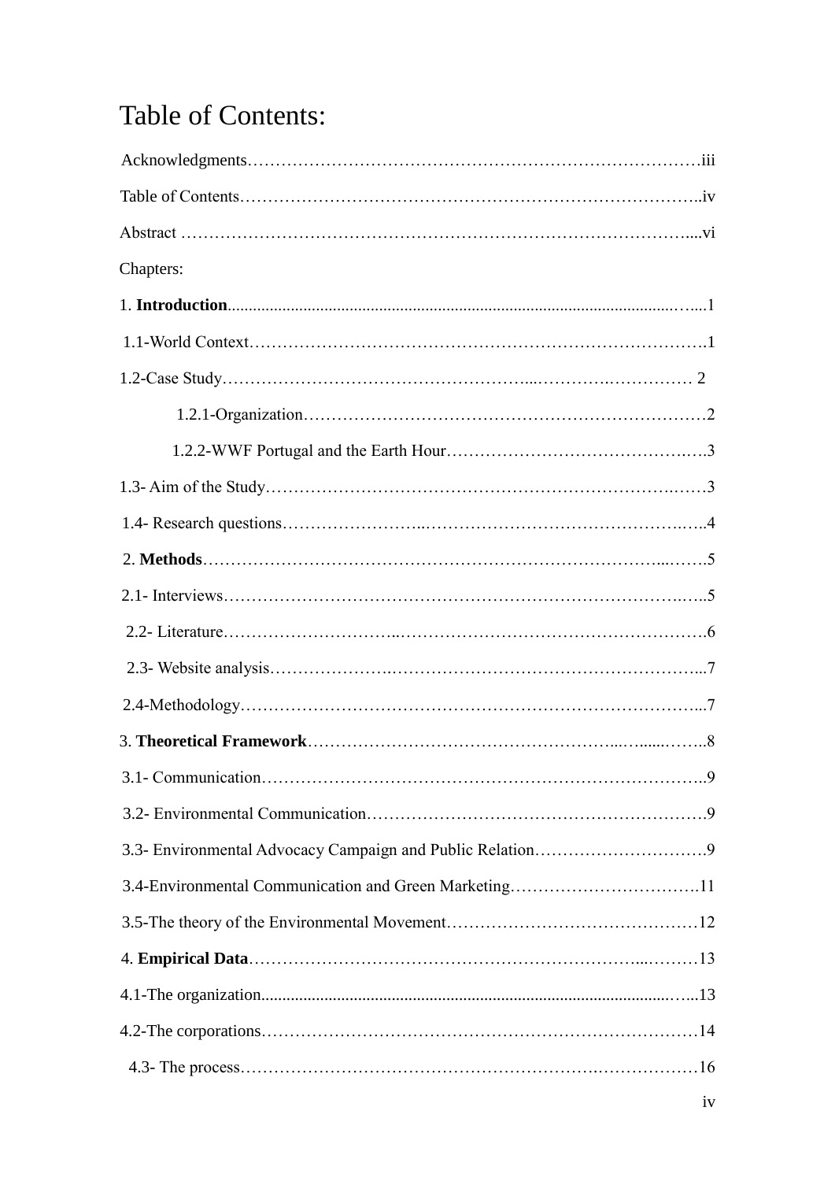# Table of Contents:

Acknowledgments……………………………………………………………………….iii

Table of Contents………………………………………………………………………..iv

Abstract ……………………………………………………………………………....vi

Chapters:

1. **Introduction**.........................................................................................................…....1

1.1-World Context……………………………………………………………………….1

1.2-Case Study……………………………………………...………….…………… 2

1.2.1-Organization………………………………………………………………2

1.2.2-WWF Portugal and the Earth Hour……………………………………..….3

1.3- Aim of the Study…………………………………………………………….……3

1.4- Research questions……………………..………………………………………..…..4

2. **Methods**………………………………………………………………………...…….5

2.1- Interviews………………………………………………………………………..…..5

2.2- Literature…………………………..………………………………………………..6

2.3- Website analysis…………………..………………………………………………...7

2.4-Methodology………………………………………………………………………...7

3. **Theoretical Framework**………………………………………………..….....……..8

3.1- Communication……………………………………………………………………..9

3.2- Environmental Communication…………………………………………………….9

3.3- Environmental Advocacy Campaign and Public Relation………………………….9

3.4-Environmental Communication and Green Marketing…………………………….11

3.5-The theory of the Environmental Movement………………………………………12

4. **Empirical Data**…………………………………………………………...………13

4.1-The organization...................................................................................................…..13

4.2-The corporations……………………………………………………………………14

4.3- The process……………………………………………………….………………16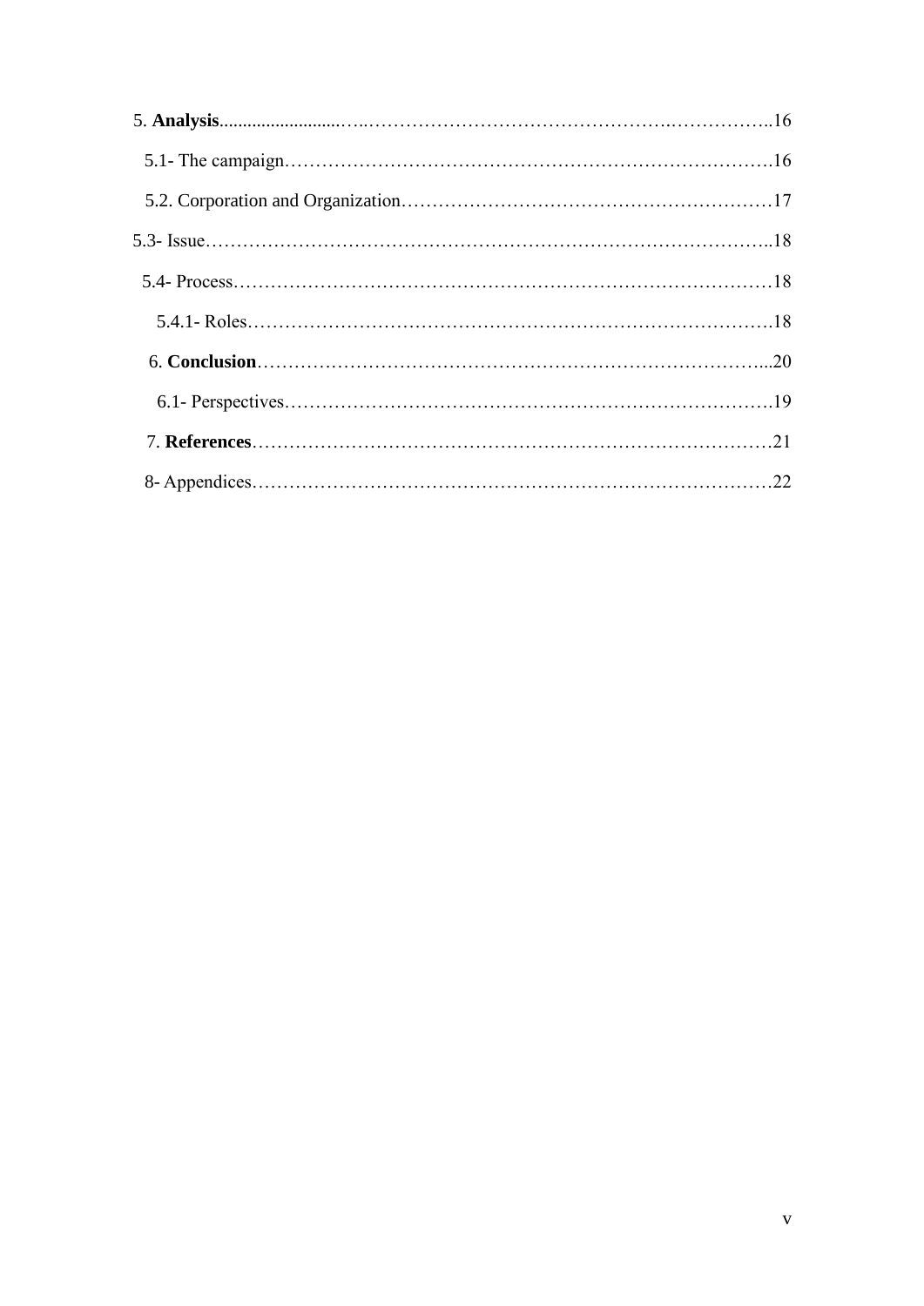5. **Analysis**..............................................................................16

5.1- The campaign..............................................................................16

5.2. Corporation and Organization..............................................................................17

5.3- Issue..............................................................................18

5.4- Process..............................................................................18

5.4.1- Roles..............................................................................18

6. **Conclusion**..............................................................................20

6.1- Perspectives..............................................................................19

7. **References**..............................................................................21

8- Appendices..............................................................................22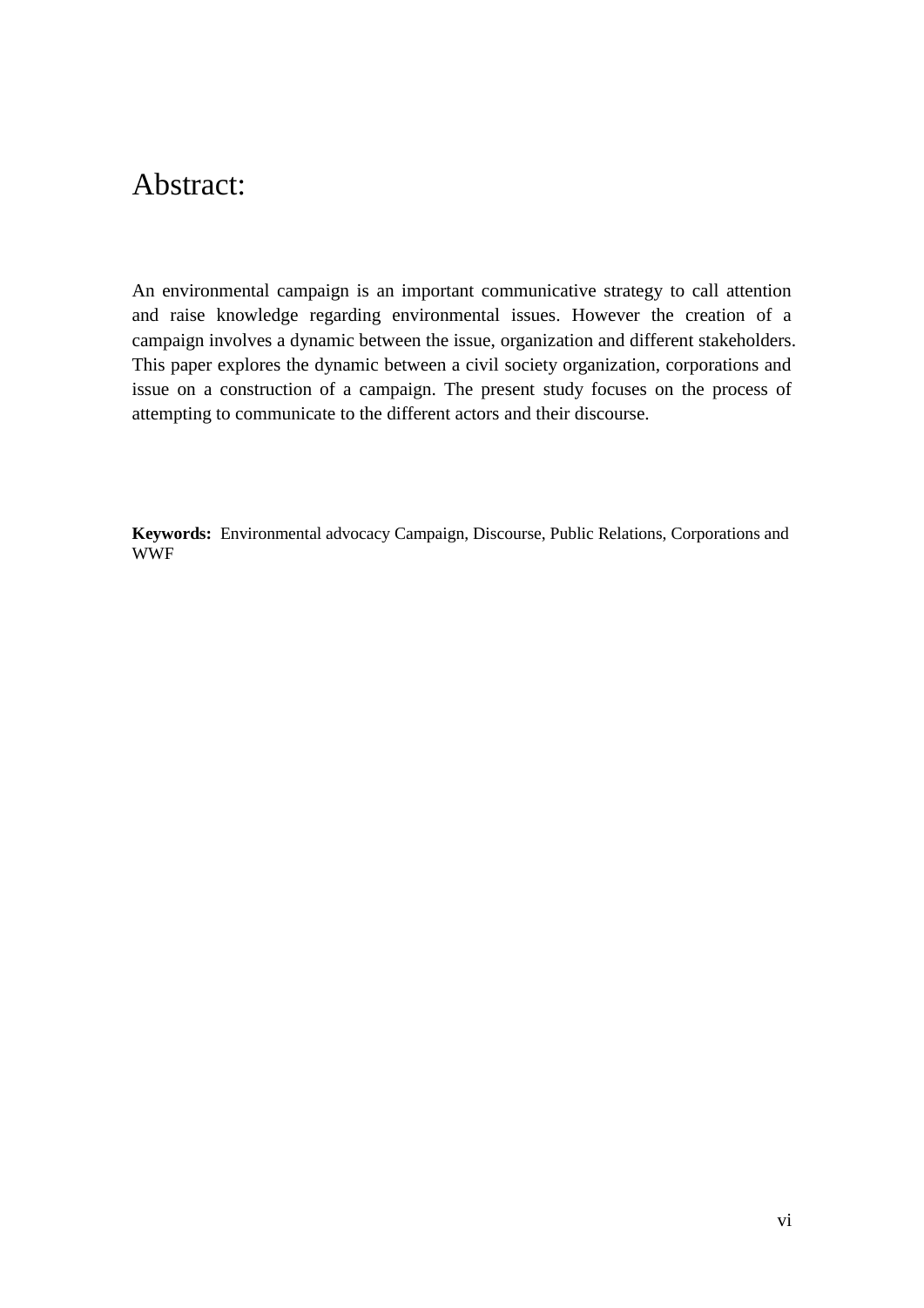# Abstract:

An environmental campaign is an important communicative strategy to call attention and raise knowledge regarding environmental issues. However the creation of a campaign involves a dynamic between the issue, organization and different stakeholders. This paper explores the dynamic between a civil society organization, corporations and issue on a construction of a campaign. The present study focuses on the process of attempting to communicate to the different actors and their discourse.

**Keywords:** Environmental advocacy Campaign, Discourse, Public Relations, Corporations and WWF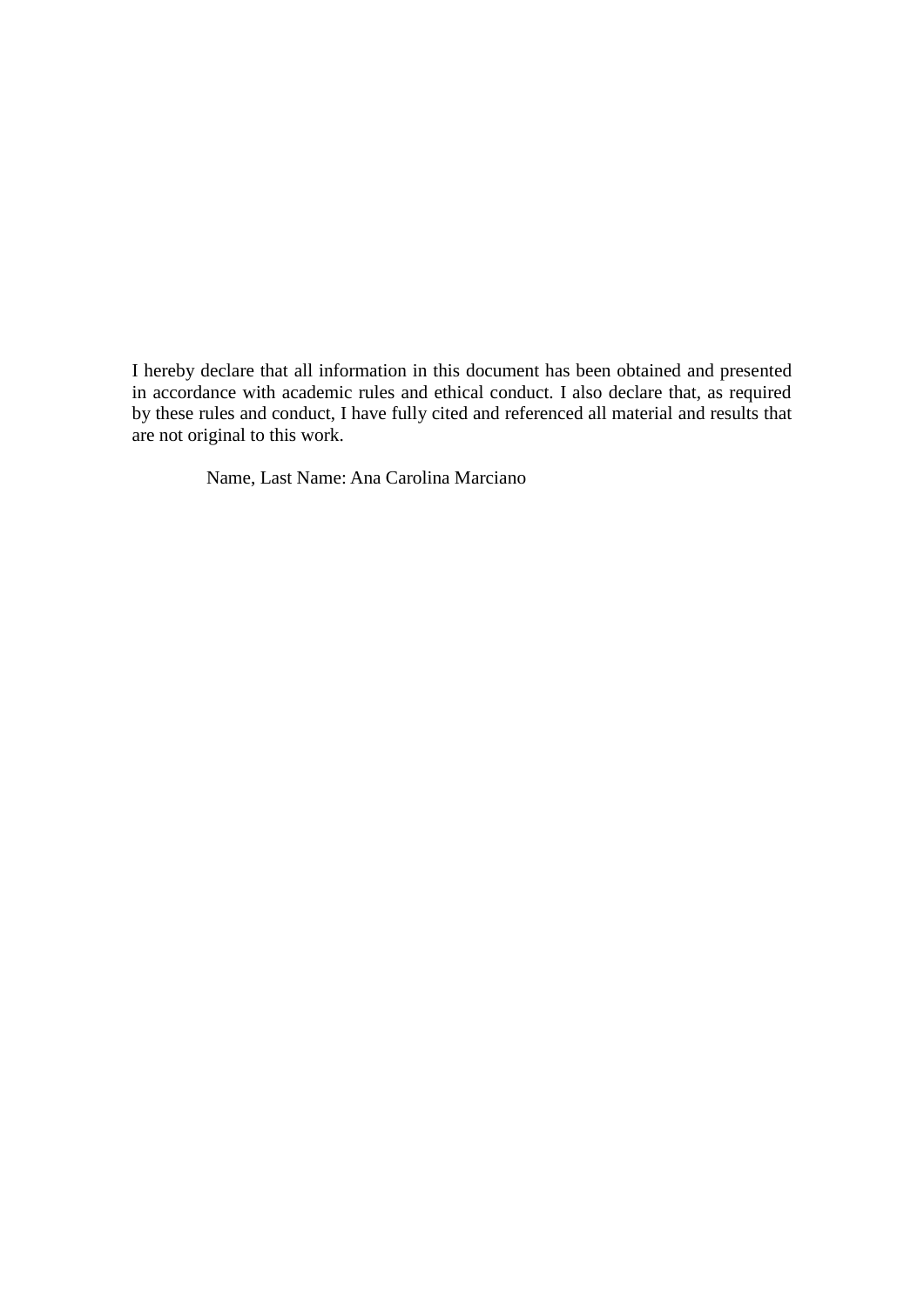I hereby declare that all information in this document has been obtained and presented in accordance with academic rules and ethical conduct. I also declare that, as required by these rules and conduct, I have fully cited and referenced all material and results that are not original to this work.

Name, Last Name: Ana Carolina Marciano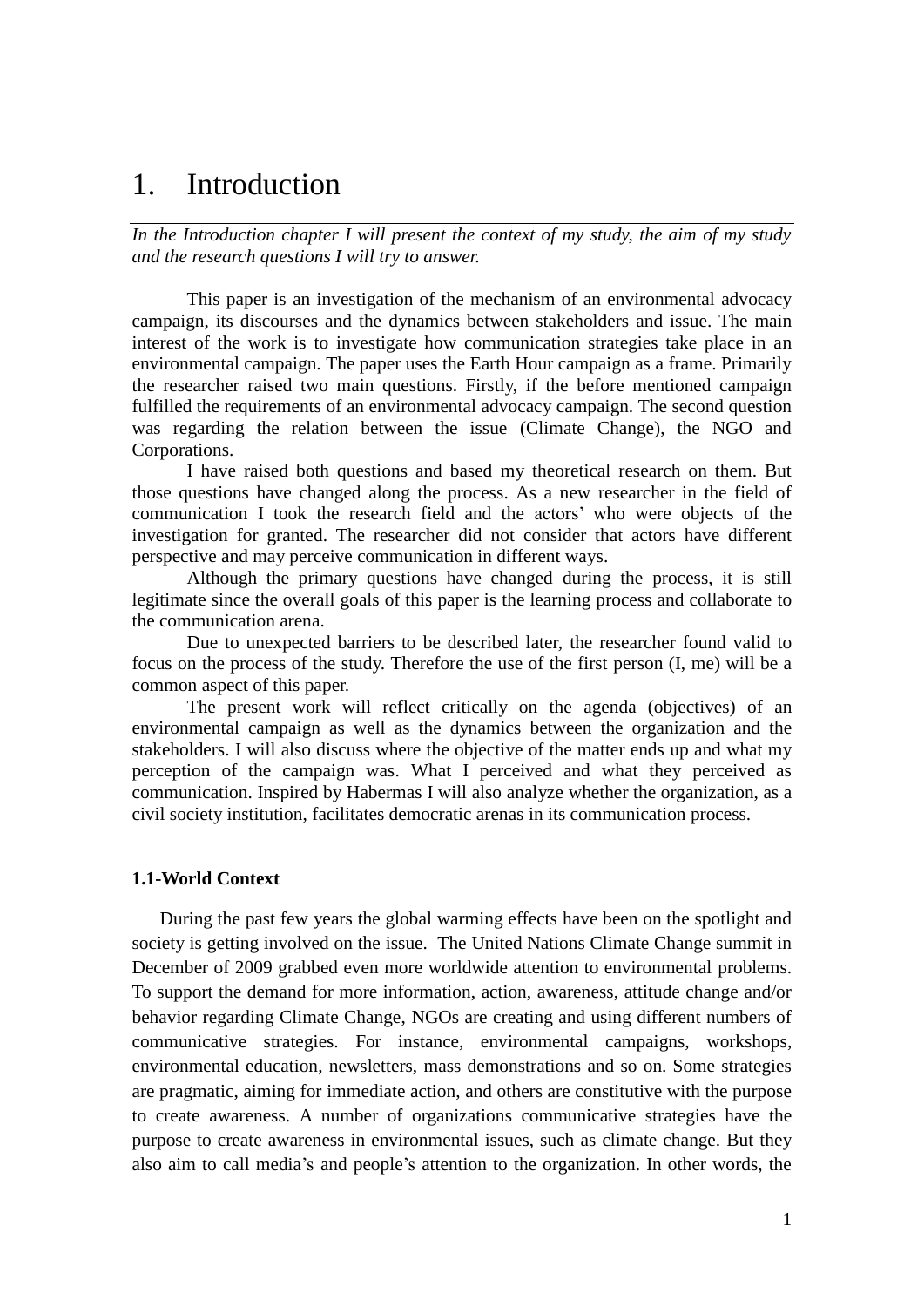# 1. Introduction

*In the Introduction chapter I will present the context of my study, the aim of my study and the research questions I will try to answer.*

This paper is an investigation of the mechanism of an environmental advocacy campaign, its discourses and the dynamics between stakeholders and issue. The main interest of the work is to investigate how communication strategies take place in an environmental campaign. The paper uses the Earth Hour campaign as a frame. Primarily the researcher raised two main questions. Firstly, if the before mentioned campaign fulfilled the requirements of an environmental advocacy campaign. The second question was regarding the relation between the issue (Climate Change), the NGO and Corporations.

I have raised both questions and based my theoretical research on them. But those questions have changed along the process. As a new researcher in the field of communication I took the research field and the actors' who were objects of the investigation for granted. The researcher did not consider that actors have different perspective and may perceive communication in different ways.

Although the primary questions have changed during the process, it is still legitimate since the overall goals of this paper is the learning process and collaborate to the communication arena.

Due to unexpected barriers to be described later, the researcher found valid to focus on the process of the study. Therefore the use of the first person (I, me) will be a common aspect of this paper.

The present work will reflect critically on the agenda (objectives) of an environmental campaign as well as the dynamics between the organization and the stakeholders. I will also discuss where the objective of the matter ends up and what my perception of the campaign was. What I perceived and what they perceived as communication. Inspired by Habermas I will also analyze whether the organization, as a civil society institution, facilitates democratic arenas in its communication process.

### 1.1-World Context

During the past few years the global warming effects have been on the spotlight and society is getting involved on the issue. The United Nations Climate Change summit in December of 2009 grabbed even more worldwide attention to environmental problems. To support the demand for more information, action, awareness, attitude change and/or behavior regarding Climate Change, NGOs are creating and using different numbers of communicative strategies. For instance, environmental campaigns, workshops, environmental education, newsletters, mass demonstrations and so on. Some strategies are pragmatic, aiming for immediate action, and others are constitutive with the purpose to create awareness. A number of organizations communicative strategies have the purpose to create awareness in environmental issues, such as climate change. But they also aim to call media's and people's attention to the organization. In other words, the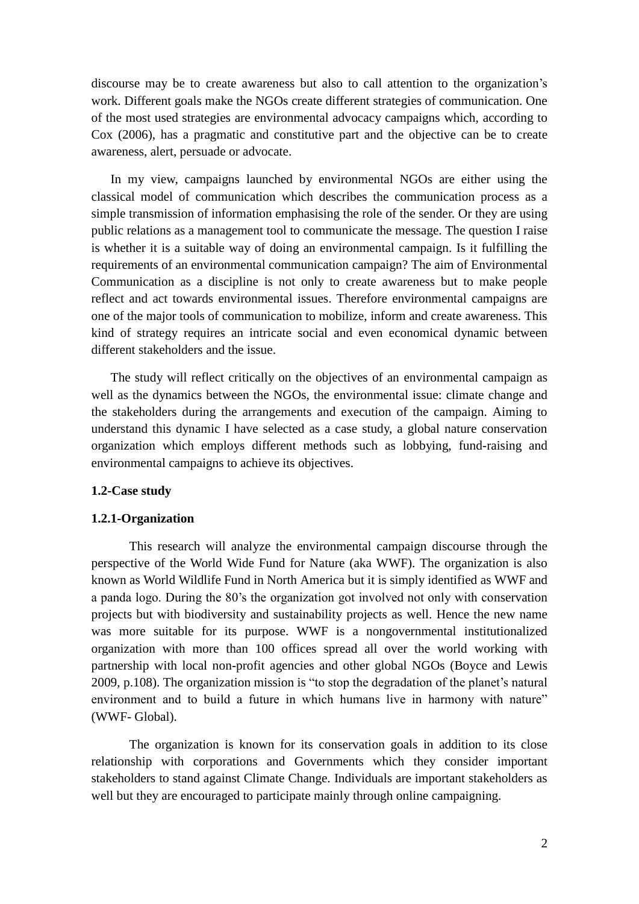discourse may be to create awareness but also to call attention to the organization's work. Different goals make the NGOs create different strategies of communication. One of the most used strategies are environmental advocacy campaigns which, according to Cox (2006), has a pragmatic and constitutive part and the objective can be to create awareness, alert, persuade or advocate.

In my view, campaigns launched by environmental NGOs are either using the classical model of communication which describes the communication process as a simple transmission of information emphasising the role of the sender. Or they are using public relations as a management tool to communicate the message. The question I raise is whether it is a suitable way of doing an environmental campaign. Is it fulfilling the requirements of an environmental communication campaign? The aim of Environmental Communication as a discipline is not only to create awareness but to make people reflect and act towards environmental issues. Therefore environmental campaigns are one of the major tools of communication to mobilize, inform and create awareness. This kind of strategy requires an intricate social and even economical dynamic between different stakeholders and the issue.

The study will reflect critically on the objectives of an environmental campaign as well as the dynamics between the NGOs, the environmental issue: climate change and the stakeholders during the arrangements and execution of the campaign. Aiming to understand this dynamic I have selected as a case study, a global nature conservation organization which employs different methods such as lobbying, fund-raising and environmental campaigns to achieve its objectives.

### 1.2-Case study

#### 1.2.1-Organization

This research will analyze the environmental campaign discourse through the perspective of the World Wide Fund for Nature (aka WWF). The organization is also known as World Wildlife Fund in North America but it is simply identified as WWF and a panda logo. During the 80's the organization got involved not only with conservation projects but with biodiversity and sustainability projects as well. Hence the new name was more suitable for its purpose. WWF is a nongovernmental institutionalized organization with more than 100 offices spread all over the world working with partnership with local non-profit agencies and other global NGOs (Boyce and Lewis 2009, p.108). The organization mission is "to stop the degradation of the planet's natural environment and to build a future in which humans live in harmony with nature" (WWF- Global).

The organization is known for its conservation goals in addition to its close relationship with corporations and Governments which they consider important stakeholders to stand against Climate Change. Individuals are important stakeholders as well but they are encouraged to participate mainly through online campaigning.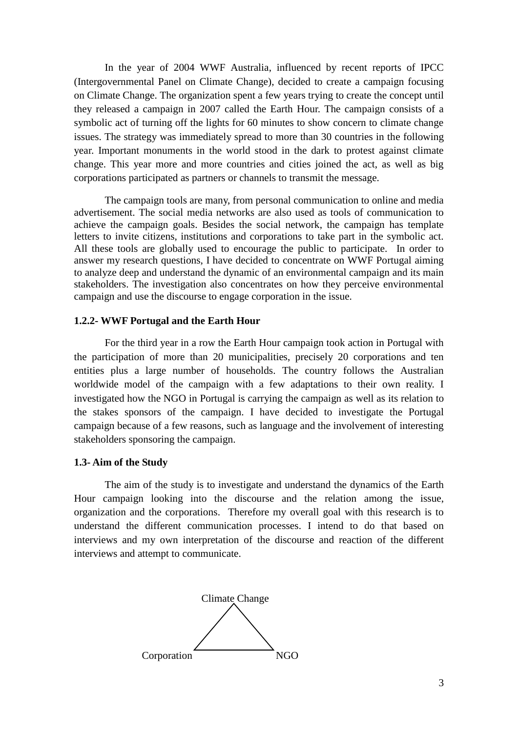In the year of 2004 WWF Australia, influenced by recent reports of IPCC (Intergovernmental Panel on Climate Change), decided to create a campaign focusing on Climate Change. The organization spent a few years trying to create the concept until they released a campaign in 2007 called the Earth Hour. The campaign consists of a symbolic act of turning off the lights for 60 minutes to show concern to climate change issues. The strategy was immediately spread to more than 30 countries in the following year. Important monuments in the world stood in the dark to protest against climate change. This year more and more countries and cities joined the act, as well as big corporations participated as partners or channels to transmit the message.

The campaign tools are many, from personal communication to online and media advertisement. The social media networks are also used as tools of communication to achieve the campaign goals. Besides the social network, the campaign has template letters to invite citizens, institutions and corporations to take part in the symbolic act. All these tools are globally used to encourage the public to participate. In order to answer my research questions, I have decided to concentrate on WWF Portugal aiming to analyze deep and understand the dynamic of an environmental campaign and its main stakeholders. The investigation also concentrates on how they perceive environmental campaign and use the discourse to engage corporation in the issue.

**1.2.2- WWF Portugal and the Earth Hour**

For the third year in a row the Earth Hour campaign took action in Portugal with the participation of more than 20 municipalities, precisely 20 corporations and ten entities plus a large number of households. The country follows the Australian worldwide model of the campaign with a few adaptations to their own reality. I investigated how the NGO in Portugal is carrying the campaign as well as its relation to the stakes sponsors of the campaign. I have decided to investigate the Portugal campaign because of a few reasons, such as language and the involvement of interesting stakeholders sponsoring the campaign.

**1.3- Aim of the Study**

The aim of the study is to investigate and understand the dynamics of the Earth Hour campaign looking into the discourse and the relation among the issue, organization and the corporations. Therefore my overall goal with this research is to understand the different communication processes. I intend to do that based on interviews and my own interpretation of the discourse and reaction of the different interviews and attempt to communicate.

Climate Change

Corporation NGO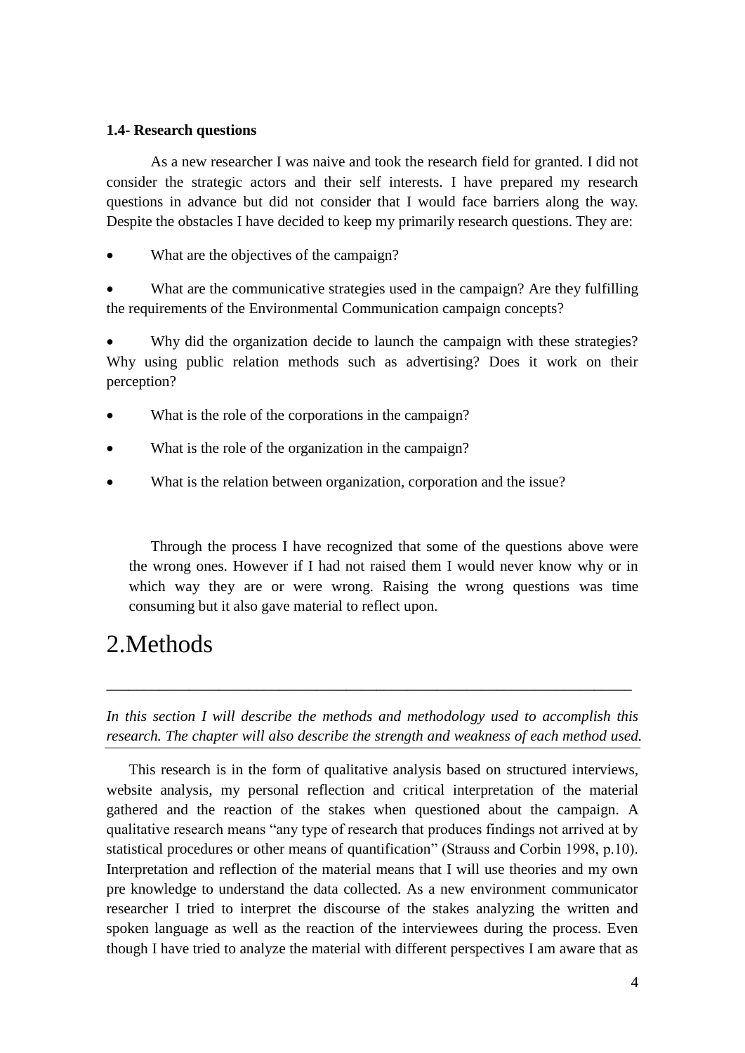### 1.4- Research questions

As a new researcher I was naive and took the research field for granted. I did not consider the strategic actors and their self interests. I have prepared my research questions in advance but did not consider that I would face barriers along the way. Despite the obstacles I have decided to keep my primarily research questions. They are:

- What are the objectives of the campaign?
- What are the communicative strategies used in the campaign? Are they fulfilling the requirements of the Environmental Communication campaign concepts?
- Why did the organization decide to launch the campaign with these strategies? Why using public relation methods such as advertising? Does it work on their perception?
- What is the role of the corporations in the campaign?
- What is the role of the organization in the campaign?
- What is the relation between organization, corporation and the issue?

Through the process I have recognized that some of the questions above were the wrong ones. However if I had not raised them I would never know why or in which way they are or were wrong. Raising the wrong questions was time consuming but it also gave material to reflect upon.

# 2.Methods

---

*In this section I will describe the methods and methodology used to accomplish this research. The chapter will also describe the strength and weakness of each method used.*

---

This research is in the form of qualitative analysis based on structured interviews, website analysis, my personal reflection and critical interpretation of the material gathered and the reaction of the stakes when questioned about the campaign. A qualitative research means "any type of research that produces findings not arrived at by statistical procedures or other means of quantification" (Strauss and Corbin 1998, p.10). Interpretation and reflection of the material means that I will use theories and my own pre knowledge to understand the data collected. As a new environment communicator researcher I tried to interpret the discourse of the stakes analyzing the written and spoken language as well as the reaction of the interviewees during the process. Even though I have tried to analyze the material with different perspectives I am aware that as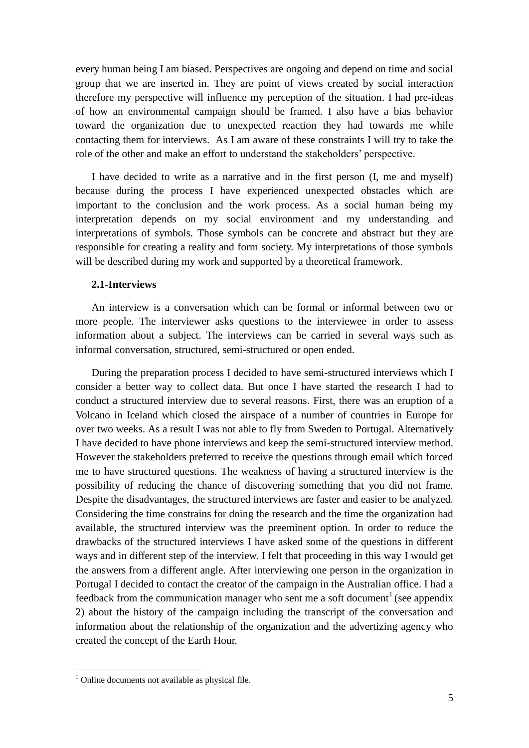every human being I am biased. Perspectives are ongoing and depend on time and social group that we are inserted in. They are point of views created by social interaction therefore my perspective will influence my perception of the situation. I had pre-ideas of how an environmental campaign should be framed. I also have a bias behavior toward the organization due to unexpected reaction they had towards me while contacting them for interviews. As I am aware of these constraints I will try to take the role of the other and make an effort to understand the stakeholders' perspective.

I have decided to write as a narrative and in the first person (I, me and myself) because during the process I have experienced unexpected obstacles which are important to the conclusion and the work process. As a social human being my interpretation depends on my social environment and my understanding and interpretations of symbols. Those symbols can be concrete and abstract but they are responsible for creating a reality and form society. My interpretations of those symbols will be described during my work and supported by a theoretical framework.

**2.1-Interviews**

An interview is a conversation which can be formal or informal between two or more people. The interviewer asks questions to the interviewee in order to assess information about a subject. The interviews can be carried in several ways such as informal conversation, structured, semi-structured or open ended.

During the preparation process I decided to have semi-structured interviews which I consider a better way to collect data. But once I have started the research I had to conduct a structured interview due to several reasons. First, there was an eruption of a Volcano in Iceland which closed the airspace of a number of countries in Europe for over two weeks. As a result I was not able to fly from Sweden to Portugal. Alternatively I have decided to have phone interviews and keep the semi-structured interview method. However the stakeholders preferred to receive the questions through email which forced me to have structured questions. The weakness of having a structured interview is the possibility of reducing the chance of discovering something that you did not frame. Despite the disadvantages, the structured interviews are faster and easier to be analyzed. Considering the time constrains for doing the research and the time the organization had available, the structured interview was the preeminent option. In order to reduce the drawbacks of the structured interviews I have asked some of the questions in different ways and in different step of the interview. I felt that proceeding in this way I would get the answers from a different angle. After interviewing one person in the organization in Portugal I decided to contact the creator of the campaign in the Australian office. I had a feedback from the communication manager who sent me a soft document[1] (see appendix 2) about the history of the campaign including the transcript of the conversation and information about the relationship of the organization and the advertizing agency who created the concept of the Earth Hour.

[1] Online documents not available as physical file.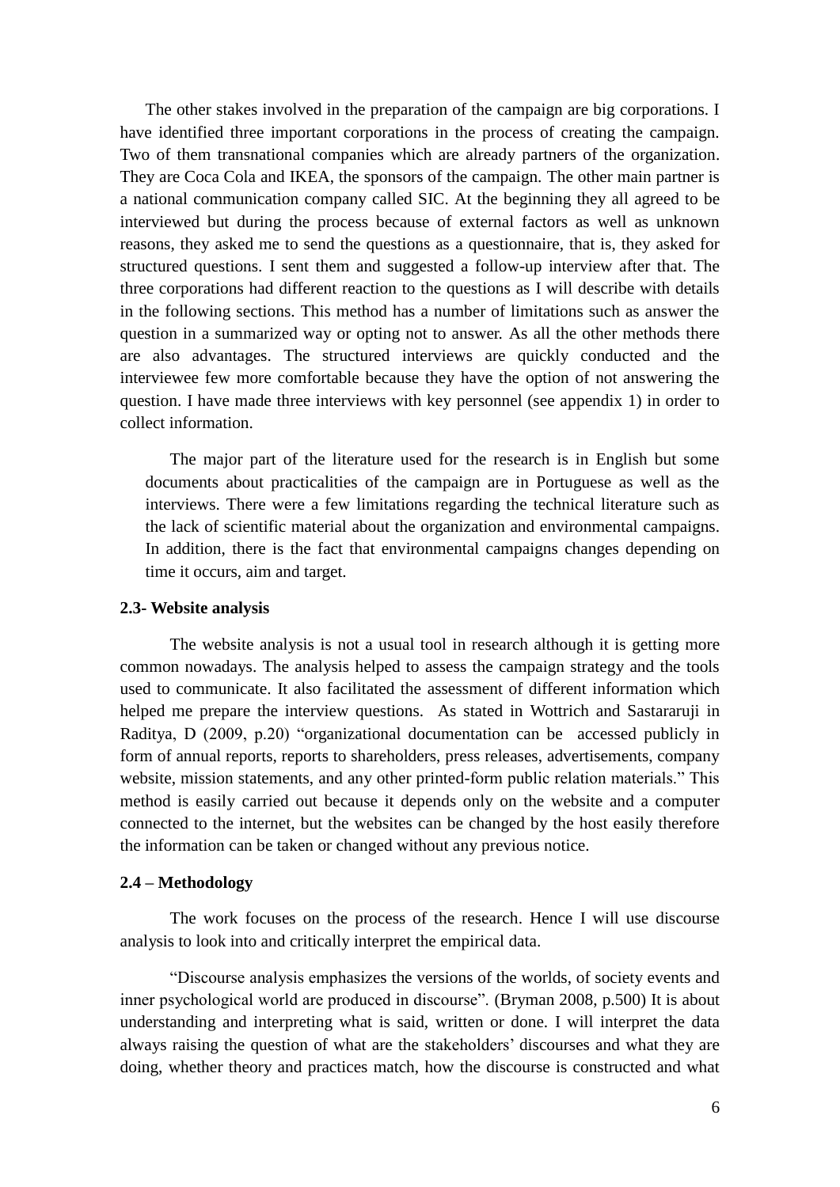The other stakes involved in the preparation of the campaign are big corporations. I have identified three important corporations in the process of creating the campaign. Two of them transnational companies which are already partners of the organization. They are Coca Cola and IKEA, the sponsors of the campaign. The other main partner is a national communication company called SIC. At the beginning they all agreed to be interviewed but during the process because of external factors as well as unknown reasons, they asked me to send the questions as a questionnaire, that is, they asked for structured questions. I sent them and suggested a follow-up interview after that. The three corporations had different reaction to the questions as I will describe with details in the following sections. This method has a number of limitations such as answer the question in a summarized way or opting not to answer. As all the other methods there are also advantages. The structured interviews are quickly conducted and the interviewee few more comfortable because they have the option of not answering the question. I have made three interviews with key personnel (see appendix 1) in order to collect information.

The major part of the literature used for the research is in English but some documents about practicalities of the campaign are in Portuguese as well as the interviews. There were a few limitations regarding the technical literature such as the lack of scientific material about the organization and environmental campaigns. In addition, there is the fact that environmental campaigns changes depending on time it occurs, aim and target.

**2.3- Website analysis**

The website analysis is not a usual tool in research although it is getting more common nowadays. The analysis helped to assess the campaign strategy and the tools used to communicate. It also facilitated the assessment of different information which helped me prepare the interview questions. As stated in Wottrich and Sastararuji in Raditya, D (2009, p.20) "organizational documentation can be accessed publicly in form of annual reports, reports to shareholders, press releases, advertisements, company website, mission statements, and any other printed-form public relation materials." This method is easily carried out because it depends only on the website and a computer connected to the internet, but the websites can be changed by the host easily therefore the information can be taken or changed without any previous notice.

**2.4 – Methodology**

The work focuses on the process of the research. Hence I will use discourse analysis to look into and critically interpret the empirical data.

"Discourse analysis emphasizes the versions of the worlds, of society events and inner psychological world are produced in discourse". (Bryman 2008, p.500) It is about understanding and interpreting what is said, written or done. I will interpret the data always raising the question of what are the stakeholders' discourses and what they are doing, whether theory and practices match, how the discourse is constructed and what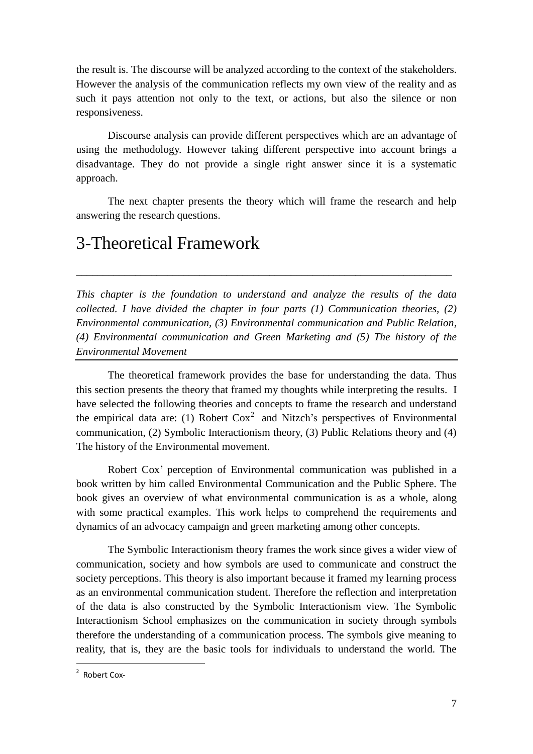the result is. The discourse will be analyzed according to the context of the stakeholders. However the analysis of the communication reflects my own view of the reality and as such it pays attention not only to the text, or actions, but also the silence or non responsiveness.

Discourse analysis can provide different perspectives which are an advantage of using the methodology. However taking different perspective into account brings a disadvantage. They do not provide a single right answer since it is a systematic approach.

The next chapter presents the theory which will frame the research and help answering the research questions.

# 3-Theoretical Framework

---

*This chapter is the foundation to understand and analyze the results of the data collected. I have divided the chapter in four parts (1) Communication theories, (2) Environmental communication, (3) Environmental communication and Public Relation, (4) Environmental communication and Green Marketing and (5) The history of the Environmental Movement*

---

The theoretical framework provides the base for understanding the data. Thus this section presents the theory that framed my thoughts while interpreting the results. I have selected the following theories and concepts to frame the research and understand the empirical data are: (1) Robert Cox[2] and Nitzch's perspectives of Environmental communication, (2) Symbolic Interactionism theory, (3) Public Relations theory and (4) The history of the Environmental movement.

Robert Cox' perception of Environmental communication was published in a book written by him called Environmental Communication and the Public Sphere. The book gives an overview of what environmental communication is as a whole, along with some practical examples. This work helps to comprehend the requirements and dynamics of an advocacy campaign and green marketing among other concepts.

The Symbolic Interactionism theory frames the work since gives a wider view of communication, society and how symbols are used to communicate and construct the society perceptions. This theory is also important because it framed my learning process as an environmental communication student. Therefore the reflection and interpretation of the data is also constructed by the Symbolic Interactionism view. The Symbolic Interactionism School emphasizes on the communication in society through symbols therefore the understanding of a communication process. The symbols give meaning to reality, that is, they are the basic tools for individuals to understand the world. The

---

[2] Robert Cox-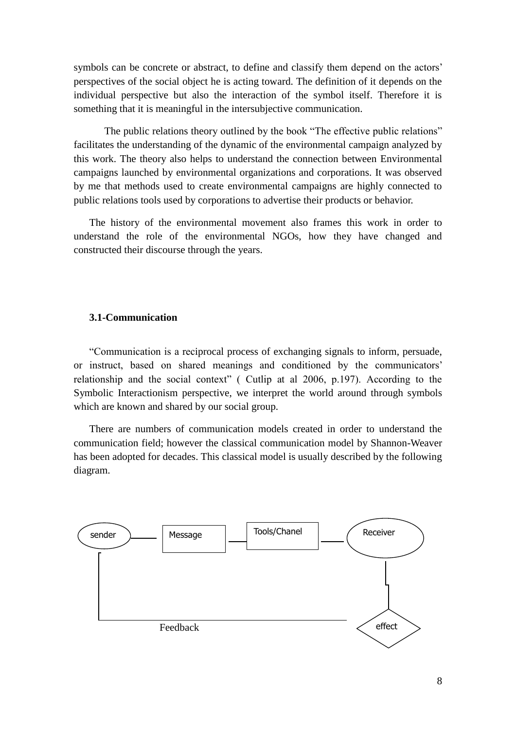symbols can be concrete or abstract, to define and classify them depend on the actors' perspectives of the social object he is acting toward. The definition of it depends on the individual perspective but also the interaction of the symbol itself. Therefore it is something that it is meaningful in the intersubjective communication.

The public relations theory outlined by the book "The effective public relations" facilitates the understanding of the dynamic of the environmental campaign analyzed by this work. The theory also helps to understand the connection between Environmental campaigns launched by environmental organizations and corporations. It was observed by me that methods used to create environmental campaigns are highly connected to public relations tools used by corporations to advertise their products or behavior.

The history of the environmental movement also frames this work in order to understand the role of the environmental NGOs, how they have changed and constructed their discourse through the years.

### 3.1-Communication

"Communication is a reciprocal process of exchanging signals to inform, persuade, or instruct, based on shared meanings and conditioned by the communicators' relationship and the social context" ( Cutlip at al 2006, p.197). According to the Symbolic Interactionism perspective, we interpret the world around through symbols which are known and shared by our social group.

There are numbers of communication models created in order to understand the communication field; however the classical communication model by Shannon-Weaver has been adopted for decades. This classical model is usually described by the following diagram.

sender — Message — Tools/Chanel — Receiver

effect

Feedback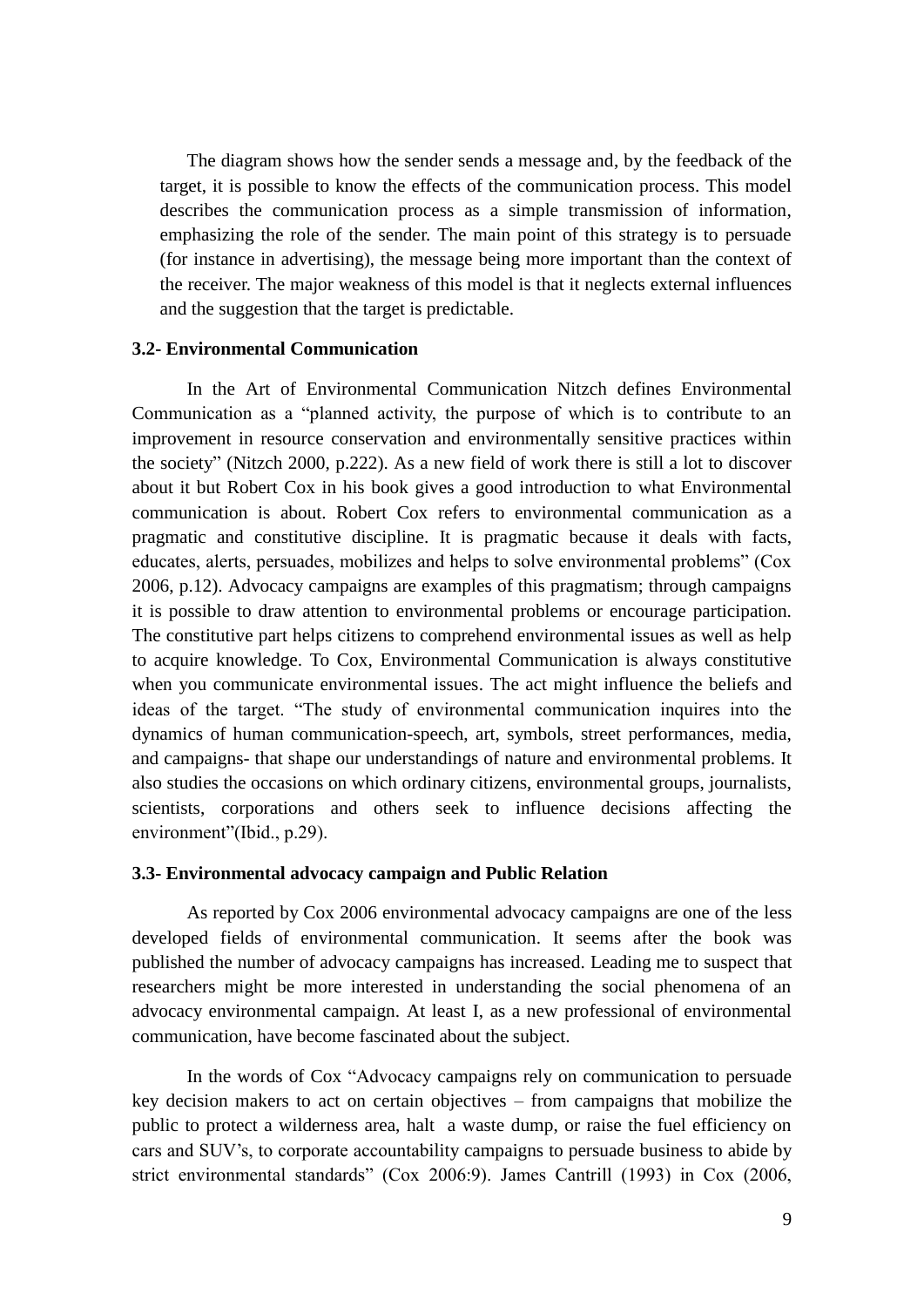The diagram shows how the sender sends a message and, by the feedback of the target, it is possible to know the effects of the communication process. This model describes the communication process as a simple transmission of information, emphasizing the role of the sender. The main point of this strategy is to persuade (for instance in advertising), the message being more important than the context of the receiver. The major weakness of this model is that it neglects external influences and the suggestion that the target is predictable.

### 3.2- Environmental Communication

In the Art of Environmental Communication Nitzch defines Environmental Communication as a "planned activity, the purpose of which is to contribute to an improvement in resource conservation and environmentally sensitive practices within the society" (Nitzch 2000, p.222). As a new field of work there is still a lot to discover about it but Robert Cox in his book gives a good introduction to what Environmental communication is about. Robert Cox refers to environmental communication as a pragmatic and constitutive discipline. It is pragmatic because it deals with facts, educates, alerts, persuades, mobilizes and helps to solve environmental problems" (Cox 2006, p.12). Advocacy campaigns are examples of this pragmatism; through campaigns it is possible to draw attention to environmental problems or encourage participation. The constitutive part helps citizens to comprehend environmental issues as well as help to acquire knowledge. To Cox, Environmental Communication is always constitutive when you communicate environmental issues. The act might influence the beliefs and ideas of the target. "The study of environmental communication inquires into the dynamics of human communication-speech, art, symbols, street performances, media, and campaigns- that shape our understandings of nature and environmental problems. It also studies the occasions on which ordinary citizens, environmental groups, journalists, scientists, corporations and others seek to influence decisions affecting the environment"(Ibid., p.29).

### 3.3- Environmental advocacy campaign and Public Relation

As reported by Cox 2006 environmental advocacy campaigns are one of the less developed fields of environmental communication. It seems after the book was published the number of advocacy campaigns has increased. Leading me to suspect that researchers might be more interested in understanding the social phenomena of an advocacy environmental campaign. At least I, as a new professional of environmental communication, have become fascinated about the subject.

In the words of Cox "Advocacy campaigns rely on communication to persuade key decision makers to act on certain objectives – from campaigns that mobilize the public to protect a wilderness area, halt a waste dump, or raise the fuel efficiency on cars and SUV's, to corporate accountability campaigns to persuade business to abide by strict environmental standards" (Cox 2006:9). James Cantrill (1993) in Cox (2006,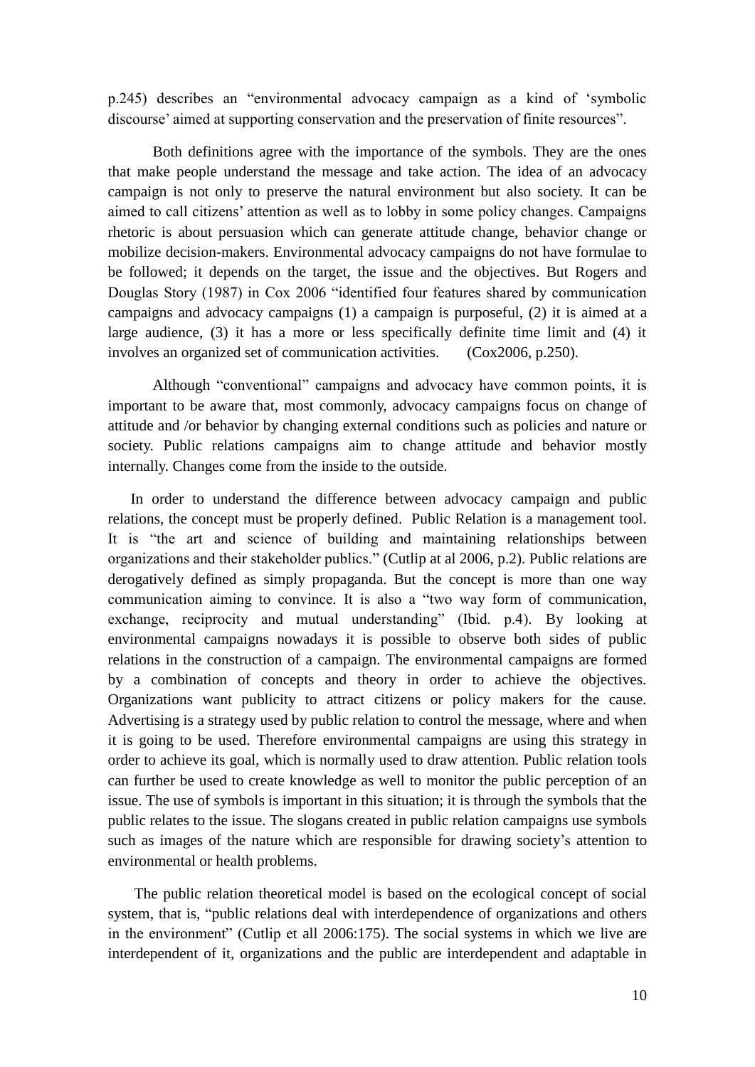p.245) describes an "environmental advocacy campaign as a kind of 'symbolic discourse' aimed at supporting conservation and the preservation of finite resources".

Both definitions agree with the importance of the symbols. They are the ones that make people understand the message and take action. The idea of an advocacy campaign is not only to preserve the natural environment but also society. It can be aimed to call citizens' attention as well as to lobby in some policy changes. Campaigns rhetoric is about persuasion which can generate attitude change, behavior change or mobilize decision-makers. Environmental advocacy campaigns do not have formulae to be followed; it depends on the target, the issue and the objectives. But Rogers and Douglas Story (1987) in Cox 2006 "identified four features shared by communication campaigns and advocacy campaigns (1) a campaign is purposeful, (2) it is aimed at a large audience, (3) it has a more or less specifically definite time limit and (4) it involves an organized set of communication activities. (Cox2006, p.250).

Although "conventional" campaigns and advocacy have common points, it is important to be aware that, most commonly, advocacy campaigns focus on change of attitude and /or behavior by changing external conditions such as policies and nature or society. Public relations campaigns aim to change attitude and behavior mostly internally. Changes come from the inside to the outside.

In order to understand the difference between advocacy campaign and public relations, the concept must be properly defined. Public Relation is a management tool. It is "the art and science of building and maintaining relationships between organizations and their stakeholder publics." (Cutlip at al 2006, p.2). Public relations are derogatively defined as simply propaganda. But the concept is more than one way communication aiming to convince. It is also a "two way form of communication, exchange, reciprocity and mutual understanding" (Ibid. p.4). By looking at environmental campaigns nowadays it is possible to observe both sides of public relations in the construction of a campaign. The environmental campaigns are formed by a combination of concepts and theory in order to achieve the objectives. Organizations want publicity to attract citizens or policy makers for the cause. Advertising is a strategy used by public relation to control the message, where and when it is going to be used. Therefore environmental campaigns are using this strategy in order to achieve its goal, which is normally used to draw attention. Public relation tools can further be used to create knowledge as well to monitor the public perception of an issue. The use of symbols is important in this situation; it is through the symbols that the public relates to the issue. The slogans created in public relation campaigns use symbols such as images of the nature which are responsible for drawing society's attention to environmental or health problems.

The public relation theoretical model is based on the ecological concept of social system, that is, "public relations deal with interdependence of organizations and others in the environment" (Cutlip et all 2006:175). The social systems in which we live are interdependent of it, organizations and the public are interdependent and adaptable in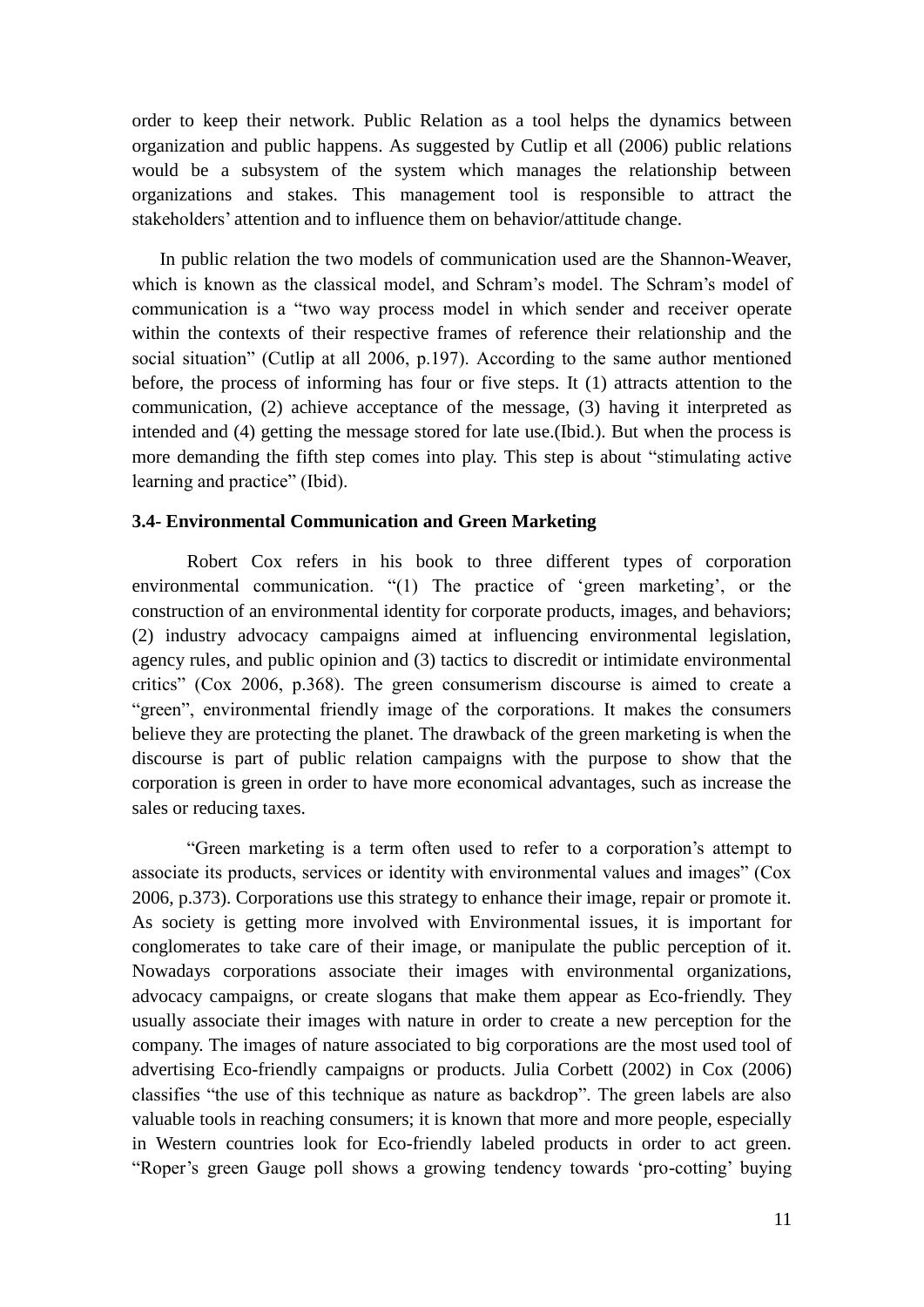order to keep their network. Public Relation as a tool helps the dynamics between organization and public happens. As suggested by Cutlip et all (2006) public relations would be a subsystem of the system which manages the relationship between organizations and stakes. This management tool is responsible to attract the stakeholders' attention and to influence them on behavior/attitude change.

In public relation the two models of communication used are the Shannon-Weaver, which is known as the classical model, and Schram's model. The Schram's model of communication is a "two way process model in which sender and receiver operate within the contexts of their respective frames of reference their relationship and the social situation" (Cutlip at all 2006, p.197). According to the same author mentioned before, the process of informing has four or five steps. It (1) attracts attention to the communication, (2) achieve acceptance of the message, (3) having it interpreted as intended and (4) getting the message stored for late use.(Ibid.). But when the process is more demanding the fifth step comes into play. This step is about "stimulating active learning and practice" (Ibid).

### 3.4- Environmental Communication and Green Marketing

Robert Cox refers in his book to three different types of corporation environmental communication. "(1) The practice of 'green marketing', or the construction of an environmental identity for corporate products, images, and behaviors; (2) industry advocacy campaigns aimed at influencing environmental legislation, agency rules, and public opinion and (3) tactics to discredit or intimidate environmental critics" (Cox 2006, p.368). The green consumerism discourse is aimed to create a "green", environmental friendly image of the corporations. It makes the consumers believe they are protecting the planet. The drawback of the green marketing is when the discourse is part of public relation campaigns with the purpose to show that the corporation is green in order to have more economical advantages, such as increase the sales or reducing taxes.

"Green marketing is a term often used to refer to a corporation's attempt to associate its products, services or identity with environmental values and images" (Cox 2006, p.373). Corporations use this strategy to enhance their image, repair or promote it. As society is getting more involved with Environmental issues, it is important for conglomerates to take care of their image, or manipulate the public perception of it. Nowadays corporations associate their images with environmental organizations, advocacy campaigns, or create slogans that make them appear as Eco-friendly. They usually associate their images with nature in order to create a new perception for the company. The images of nature associated to big corporations are the most used tool of advertising Eco-friendly campaigns or products. Julia Corbett (2002) in Cox (2006) classifies "the use of this technique as nature as backdrop". The green labels are also valuable tools in reaching consumers; it is known that more and more people, especially in Western countries look for Eco-friendly labeled products in order to act green. "Roper's green Gauge poll shows a growing tendency towards 'pro-cotting' buying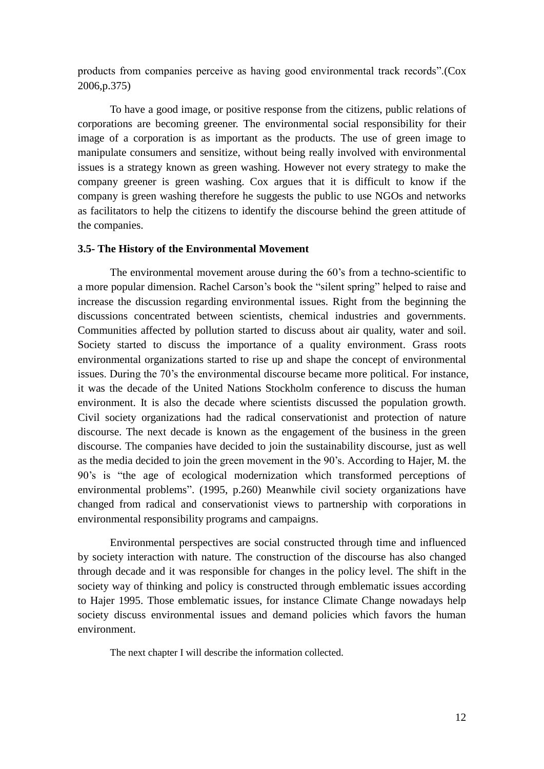products from companies perceive as having good environmental track records".(Cox 2006,p.375)

To have a good image, or positive response from the citizens, public relations of corporations are becoming greener. The environmental social responsibility for their image of a corporation is as important as the products. The use of green image to manipulate consumers and sensitize, without being really involved with environmental issues is a strategy known as green washing. However not every strategy to make the company greener is green washing. Cox argues that it is difficult to know if the company is green washing therefore he suggests the public to use NGOs and networks as facilitators to help the citizens to identify the discourse behind the green attitude of the companies.

### 3.5- The History of the Environmental Movement

The environmental movement arouse during the 60's from a techno-scientific to a more popular dimension. Rachel Carson's book the "silent spring" helped to raise and increase the discussion regarding environmental issues. Right from the beginning the discussions concentrated between scientists, chemical industries and governments. Communities affected by pollution started to discuss about air quality, water and soil. Society started to discuss the importance of a quality environment. Grass roots environmental organizations started to rise up and shape the concept of environmental issues. During the 70's the environmental discourse became more political. For instance, it was the decade of the United Nations Stockholm conference to discuss the human environment. It is also the decade where scientists discussed the population growth. Civil society organizations had the radical conservationist and protection of nature discourse. The next decade is known as the engagement of the business in the green discourse. The companies have decided to join the sustainability discourse, just as well as the media decided to join the green movement in the 90's. According to Hajer, M. the 90's is "the age of ecological modernization which transformed perceptions of environmental problems". (1995, p.260) Meanwhile civil society organizations have changed from radical and conservationist views to partnership with corporations in environmental responsibility programs and campaigns.

Environmental perspectives are social constructed through time and influenced by society interaction with nature. The construction of the discourse has also changed through decade and it was responsible for changes in the policy level. The shift in the society way of thinking and policy is constructed through emblematic issues according to Hajer 1995. Those emblematic issues, for instance Climate Change nowadays help society discuss environmental issues and demand policies which favors the human environment.

The next chapter I will describe the information collected.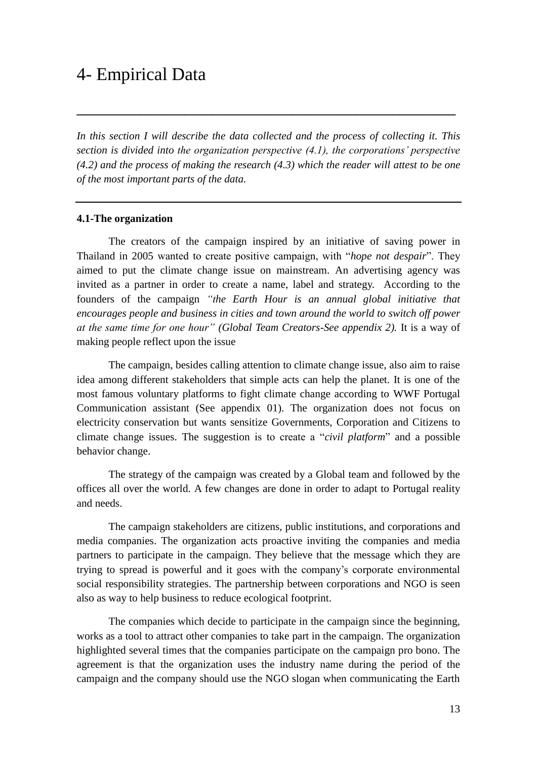# 4- Empirical Data

*In this section I will describe the data collected and the process of collecting it. This section is divided into the organization perspective (4.1), the corporations' perspective (4.2) and the process of making the research (4.3) which the reader will attest to be one of the most important parts of the data.*

---

**4.1-The organization**

The creators of the campaign inspired by an initiative of saving power in Thailand in 2005 wanted to create positive campaign, with "*hope not despair*". They aimed to put the climate change issue on mainstream. An advertising agency was invited as a partner in order to create a name, label and strategy. According to the founders of the campaign *"the Earth Hour is an annual global initiative that encourages people and business in cities and town around the world to switch off power at the same time for one hour" (Global Team Creators-See appendix 2).* It is a way of making people reflect upon the issue

The campaign, besides calling attention to climate change issue, also aim to raise idea among different stakeholders that simple acts can help the planet. It is one of the most famous voluntary platforms to fight climate change according to WWF Portugal Communication assistant (See appendix 01). The organization does not focus on electricity conservation but wants sensitize Governments, Corporation and Citizens to climate change issues. The suggestion is to create a "*civil platform*" and a possible behavior change.

The strategy of the campaign was created by a Global team and followed by the offices all over the world. A few changes are done in order to adapt to Portugal reality and needs.

The campaign stakeholders are citizens, public institutions, and corporations and media companies. The organization acts proactive inviting the companies and media partners to participate in the campaign. They believe that the message which they are trying to spread is powerful and it goes with the company's corporate environmental social responsibility strategies. The partnership between corporations and NGO is seen also as way to help business to reduce ecological footprint.

The companies which decide to participate in the campaign since the beginning, works as a tool to attract other companies to take part in the campaign. The organization highlighted several times that the companies participate on the campaign pro bono. The agreement is that the organization uses the industry name during the period of the campaign and the company should use the NGO slogan when communicating the Earth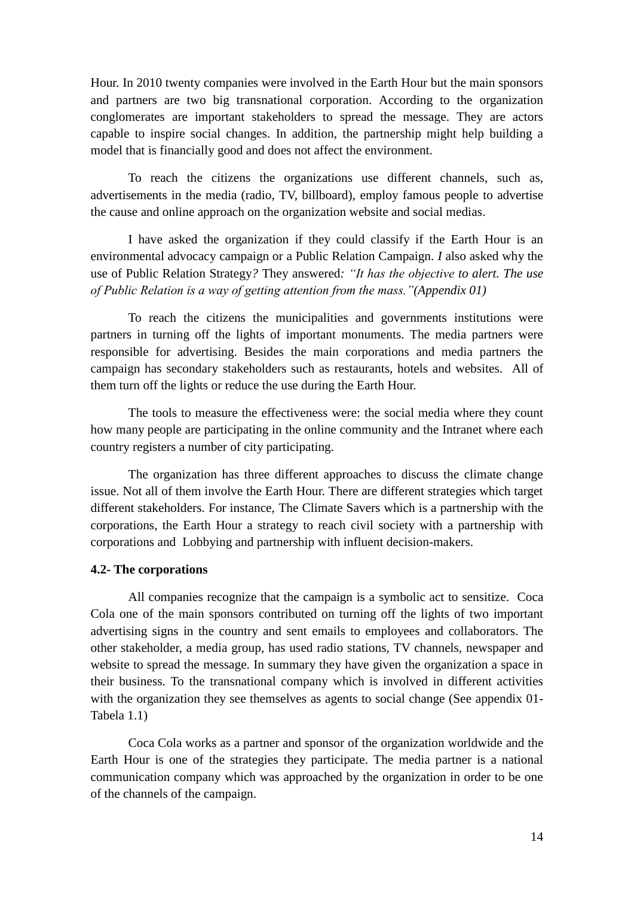Hour. In 2010 twenty companies were involved in the Earth Hour but the main sponsors and partners are two big transnational corporation. According to the organization conglomerates are important stakeholders to spread the message. They are actors capable to inspire social changes. In addition, the partnership might help building a model that is financially good and does not affect the environment.

To reach the citizens the organizations use different channels, such as, advertisements in the media (radio, TV, billboard), employ famous people to advertise the cause and online approach on the organization website and social medias.

I have asked the organization if they could classify if the Earth Hour is an environmental advocacy campaign or a Public Relation Campaign. *I* also asked why the use of Public Relation Strategy? They answered: *"It has the objective to alert. The use of Public Relation is a way of getting attention from the mass."(Appendix 01)*

To reach the citizens the municipalities and governments institutions were partners in turning off the lights of important monuments. The media partners were responsible for advertising. Besides the main corporations and media partners the campaign has secondary stakeholders such as restaurants, hotels and websites. All of them turn off the lights or reduce the use during the Earth Hour.

The tools to measure the effectiveness were: the social media where they count how many people are participating in the online community and the Intranet where each country registers a number of city participating.

The organization has three different approaches to discuss the climate change issue. Not all of them involve the Earth Hour. There are different strategies which target different stakeholders. For instance, The Climate Savers which is a partnership with the corporations, the Earth Hour a strategy to reach civil society with a partnership with corporations and Lobbying and partnership with influent decision-makers.

### 4.2- The corporations

All companies recognize that the campaign is a symbolic act to sensitize. Coca Cola one of the main sponsors contributed on turning off the lights of two important advertising signs in the country and sent emails to employees and collaborators. The other stakeholder, a media group, has used radio stations, TV channels, newspaper and website to spread the message. In summary they have given the organization a space in their business. To the transnational company which is involved in different activities with the organization they see themselves as agents to social change (See appendix 01- Tabela 1.1)

Coca Cola works as a partner and sponsor of the organization worldwide and the Earth Hour is one of the strategies they participate. The media partner is a national communication company which was approached by the organization in order to be one of the channels of the campaign.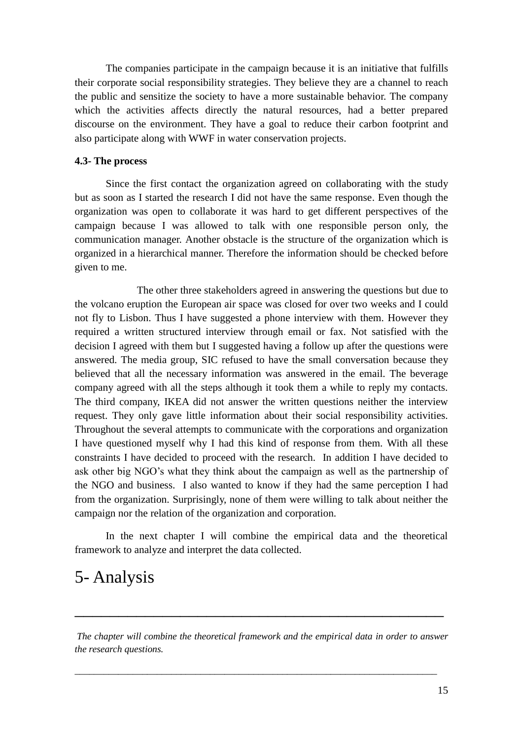The companies participate in the campaign because it is an initiative that fulfills their corporate social responsibility strategies. They believe they are a channel to reach the public and sensitize the society to have a more sustainable behavior. The company which the activities affects directly the natural resources, had a better prepared discourse on the environment. They have a goal to reduce their carbon footprint and also participate along with WWF in water conservation projects.

**4.3- The process**

Since the first contact the organization agreed on collaborating with the study but as soon as I started the research I did not have the same response. Even though the organization was open to collaborate it was hard to get different perspectives of the campaign because I was allowed to talk with one responsible person only, the communication manager. Another obstacle is the structure of the organization which is organized in a hierarchical manner. Therefore the information should be checked before given to me.

The other three stakeholders agreed in answering the questions but due to the volcano eruption the European air space was closed for over two weeks and I could not fly to Lisbon. Thus I have suggested a phone interview with them. However they required a written structured interview through email or fax. Not satisfied with the decision I agreed with them but I suggested having a follow up after the questions were answered. The media group, SIC refused to have the small conversation because they believed that all the necessary information was answered in the email. The beverage company agreed with all the steps although it took them a while to reply my contacts. The third company, IKEA did not answer the written questions neither the interview request. They only gave little information about their social responsibility activities. Throughout the several attempts to communicate with the corporations and organization I have questioned myself why I had this kind of response from them. With all these constraints I have decided to proceed with the research. In addition I have decided to ask other big NGO's what they think about the campaign as well as the partnership of the NGO and business. I also wanted to know if they had the same perception I had from the organization. Surprisingly, none of them were willing to talk about neither the campaign nor the relation of the organization and corporation.

In the next chapter I will combine the empirical data and the theoretical framework to analyze and interpret the data collected.

# 5- Analysis

---

*The chapter will combine the theoretical framework and the empirical data in order to answer the research questions.*

---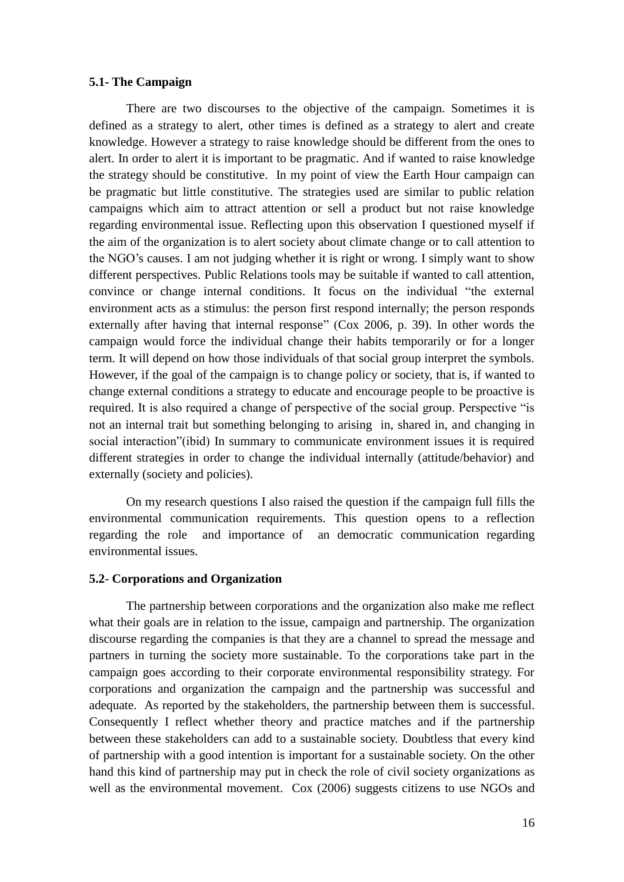### 5.1- The Campaign

There are two discourses to the objective of the campaign. Sometimes it is defined as a strategy to alert, other times is defined as a strategy to alert and create knowledge. However a strategy to raise knowledge should be different from the ones to alert. In order to alert it is important to be pragmatic. And if wanted to raise knowledge the strategy should be constitutive. In my point of view the Earth Hour campaign can be pragmatic but little constitutive. The strategies used are similar to public relation campaigns which aim to attract attention or sell a product but not raise knowledge regarding environmental issue. Reflecting upon this observation I questioned myself if the aim of the organization is to alert society about climate change or to call attention to the NGO's causes. I am not judging whether it is right or wrong. I simply want to show different perspectives. Public Relations tools may be suitable if wanted to call attention, convince or change internal conditions. It focus on the individual "the external environment acts as a stimulus: the person first respond internally; the person responds externally after having that internal response" (Cox 2006, p. 39). In other words the campaign would force the individual change their habits temporarily or for a longer term. It will depend on how those individuals of that social group interpret the symbols. However, if the goal of the campaign is to change policy or society, that is, if wanted to change external conditions a strategy to educate and encourage people to be proactive is required. It is also required a change of perspective of the social group. Perspective "is not an internal trait but something belonging to arising in, shared in, and changing in social interaction"(ibid) In summary to communicate environment issues it is required different strategies in order to change the individual internally (attitude/behavior) and externally (society and policies).

On my research questions I also raised the question if the campaign full fills the environmental communication requirements. This question opens to a reflection regarding the role and importance of an democratic communication regarding environmental issues.

### 5.2- Corporations and Organization

The partnership between corporations and the organization also make me reflect what their goals are in relation to the issue, campaign and partnership. The organization discourse regarding the companies is that they are a channel to spread the message and partners in turning the society more sustainable. To the corporations take part in the campaign goes according to their corporate environmental responsibility strategy. For corporations and organization the campaign and the partnership was successful and adequate. As reported by the stakeholders, the partnership between them is successful. Consequently I reflect whether theory and practice matches and if the partnership between these stakeholders can add to a sustainable society. Doubtless that every kind of partnership with a good intention is important for a sustainable society. On the other hand this kind of partnership may put in check the role of civil society organizations as well as the environmental movement. Cox (2006) suggests citizens to use NGOs and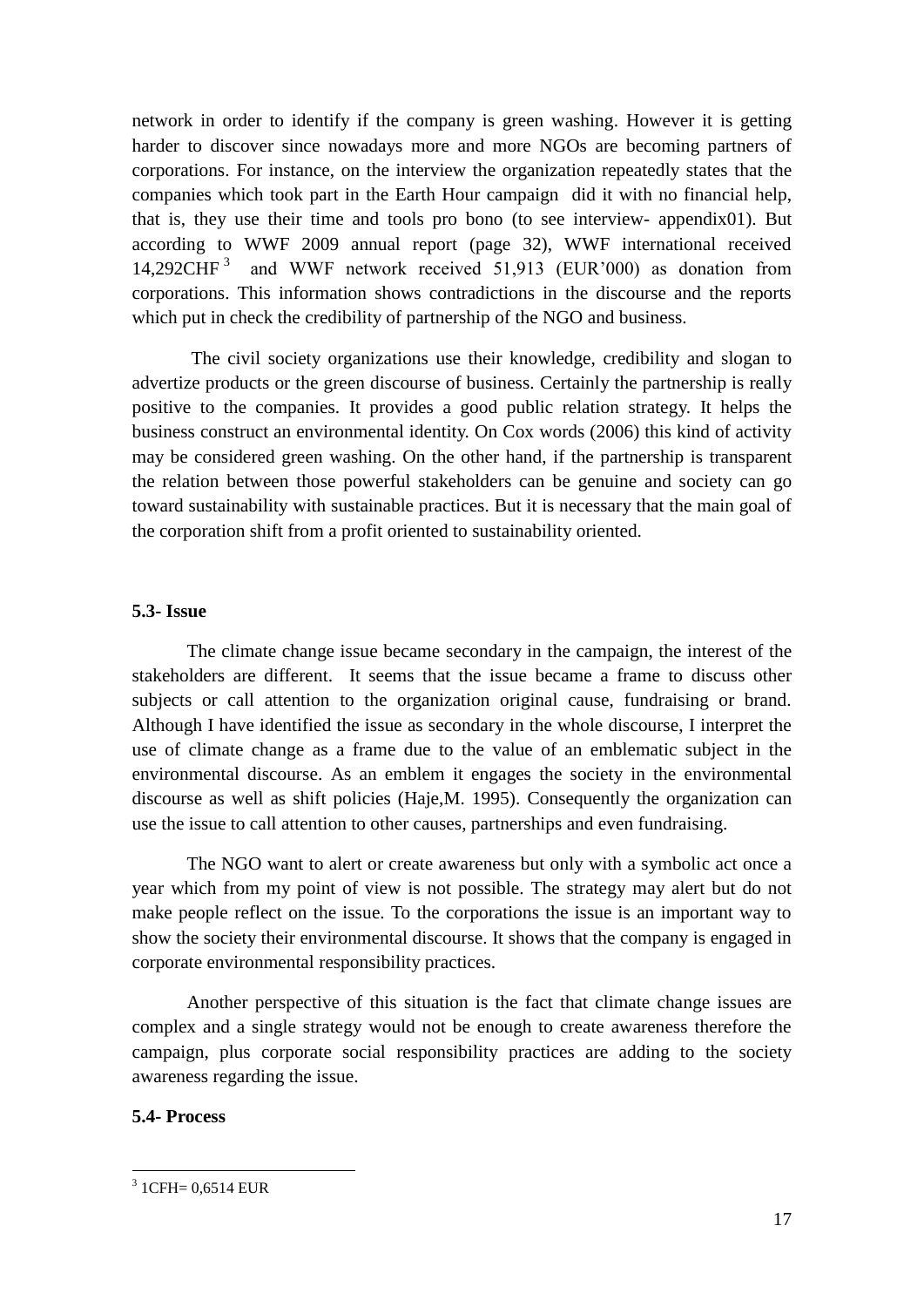network in order to identify if the company is green washing. However it is getting harder to discover since nowadays more and more NGOs are becoming partners of corporations. For instance, on the interview the organization repeatedly states that the companies which took part in the Earth Hour campaign did it with no financial help, that is, they use their time and tools pro bono (to see interview- appendix01). But according to WWF 2009 annual report (page 32), WWF international received 14,292CHF[3] and WWF network received 51,913 (EUR'000) as donation from corporations. This information shows contradictions in the discourse and the reports which put in check the credibility of partnership of the NGO and business.

The civil society organizations use their knowledge, credibility and slogan to advertize products or the green discourse of business. Certainly the partnership is really positive to the companies. It provides a good public relation strategy. It helps the business construct an environmental identity. On Cox words (2006) this kind of activity may be considered green washing. On the other hand, if the partnership is transparent the relation between those powerful stakeholders can be genuine and society can go toward sustainability with sustainable practices. But it is necessary that the main goal of the corporation shift from a profit oriented to sustainability oriented.

**5.3- Issue**

The climate change issue became secondary in the campaign, the interest of the stakeholders are different. It seems that the issue became a frame to discuss other subjects or call attention to the organization original cause, fundraising or brand. Although I have identified the issue as secondary in the whole discourse, I interpret the use of climate change as a frame due to the value of an emblematic subject in the environmental discourse. As an emblem it engages the society in the environmental discourse as well as shift policies (Haje,M. 1995). Consequently the organization can use the issue to call attention to other causes, partnerships and even fundraising.

The NGO want to alert or create awareness but only with a symbolic act once a year which from my point of view is not possible. The strategy may alert but do not make people reflect on the issue. To the corporations the issue is an important way to show the society their environmental discourse. It shows that the company is engaged in corporate environmental responsibility practices.

Another perspective of this situation is the fact that climate change issues are complex and a single strategy would not be enough to create awareness therefore the campaign, plus corporate social responsibility practices are adding to the society awareness regarding the issue.

**5.4- Process**

[3] 1CFH= 0,6514 EUR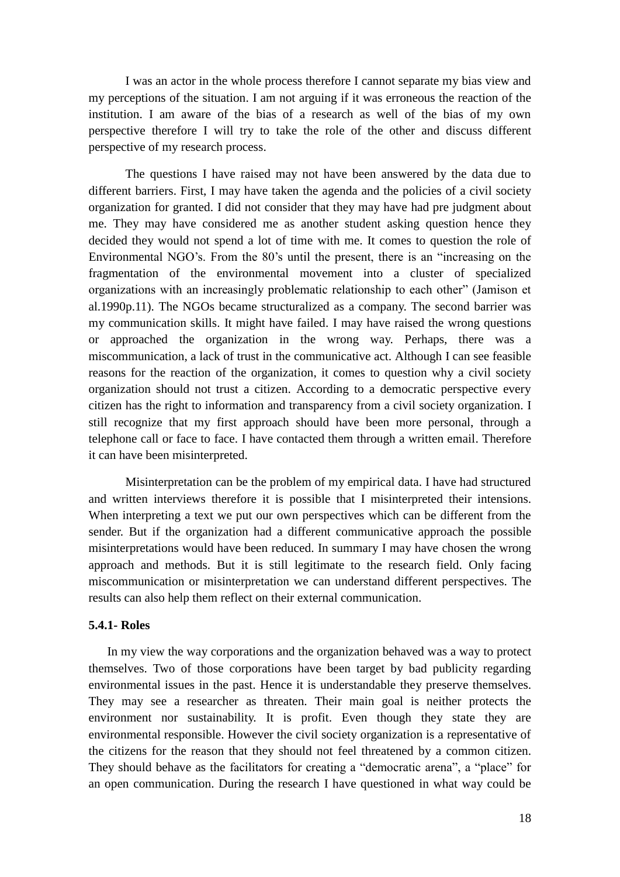I was an actor in the whole process therefore I cannot separate my bias view and my perceptions of the situation. I am not arguing if it was erroneous the reaction of the institution. I am aware of the bias of a research as well of the bias of my own perspective therefore I will try to take the role of the other and discuss different perspective of my research process.

The questions I have raised may not have been answered by the data due to different barriers. First, I may have taken the agenda and the policies of a civil society organization for granted. I did not consider that they may have had pre judgment about me. They may have considered me as another student asking question hence they decided they would not spend a lot of time with me. It comes to question the role of Environmental NGO's. From the 80's until the present, there is an "increasing on the fragmentation of the environmental movement into a cluster of specialized organizations with an increasingly problematic relationship to each other" (Jamison et al.1990p.11). The NGOs became structuralized as a company. The second barrier was my communication skills. It might have failed. I may have raised the wrong questions or approached the organization in the wrong way. Perhaps, there was a miscommunication, a lack of trust in the communicative act. Although I can see feasible reasons for the reaction of the organization, it comes to question why a civil society organization should not trust a citizen. According to a democratic perspective every citizen has the right to information and transparency from a civil society organization. I still recognize that my first approach should have been more personal, through a telephone call or face to face. I have contacted them through a written email. Therefore it can have been misinterpreted.

Misinterpretation can be the problem of my empirical data. I have had structured and written interviews therefore it is possible that I misinterpreted their intensions. When interpreting a text we put our own perspectives which can be different from the sender. But if the organization had a different communicative approach the possible misinterpretations would have been reduced. In summary I may have chosen the wrong approach and methods. But it is still legitimate to the research field. Only facing miscommunication or misinterpretation we can understand different perspectives. The results can also help them reflect on their external communication.

### 5.4.1- Roles

In my view the way corporations and the organization behaved was a way to protect themselves. Two of those corporations have been target by bad publicity regarding environmental issues in the past. Hence it is understandable they preserve themselves. They may see a researcher as threaten. Their main goal is neither protects the environment nor sustainability. It is profit. Even though they state they are environmental responsible. However the civil society organization is a representative of the citizens for the reason that they should not feel threatened by a common citizen. They should behave as the facilitators for creating a "democratic arena", a "place" for an open communication. During the research I have questioned in what way could be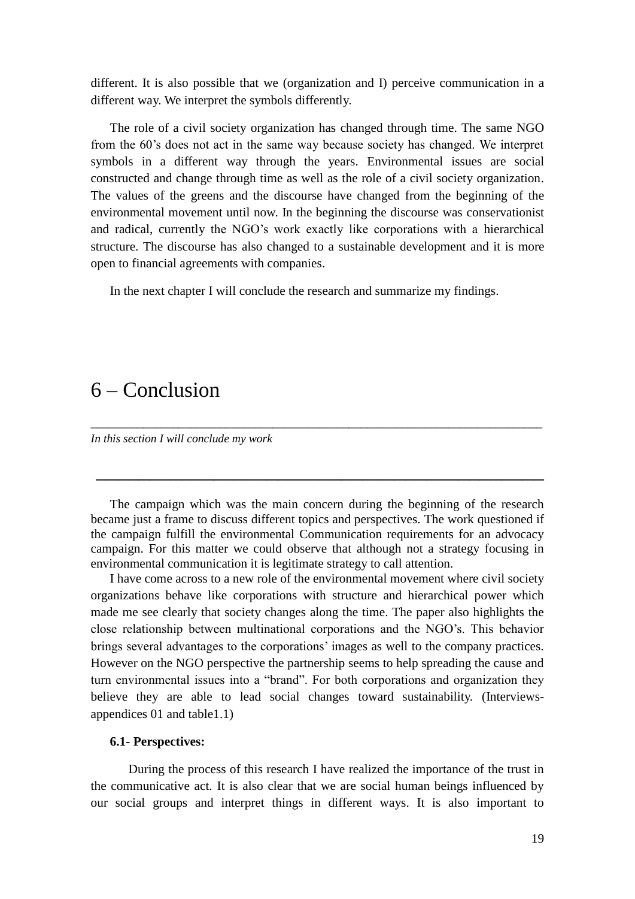different. It is also possible that we (organization and I) perceive communication in a different way. We interpret the symbols differently.

The role of a civil society organization has changed through time. The same NGO from the 60's does not act in the same way because society has changed. We interpret symbols in a different way through the years. Environmental issues are social constructed and change through time as well as the role of a civil society organization. The values of the greens and the discourse have changed from the beginning of the environmental movement until now. In the beginning the discourse was conservationist and radical, currently the NGO's work exactly like corporations with a hierarchical structure. The discourse has also changed to a sustainable development and it is more open to financial agreements with companies.

In the next chapter I will conclude the research and summarize my findings.

# 6 – Conclusion

*In this section I will conclude my work*

The campaign which was the main concern during the beginning of the research became just a frame to discuss different topics and perspectives. The work questioned if the campaign fulfill the environmental Communication requirements for an advocacy campaign. For this matter we could observe that although not a strategy focusing in environmental communication it is legitimate strategy to call attention.

I have come across to a new role of the environmental movement where civil society organizations behave like corporations with structure and hierarchical power which made me see clearly that society changes along the time. The paper also highlights the close relationship between multinational corporations and the NGO's. This behavior brings several advantages to the corporations' images as well to the company practices. However on the NGO perspective the partnership seems to help spreading the cause and turn environmental issues into a "brand". For both corporations and organization they believe they are able to lead social changes toward sustainability. (Interviews-appendices 01 and table1.1)

### 6.1- Perspectives:

During the process of this research I have realized the importance of the trust in the communicative act. It is also clear that we are social human beings influenced by our social groups and interpret things in different ways. It is also important to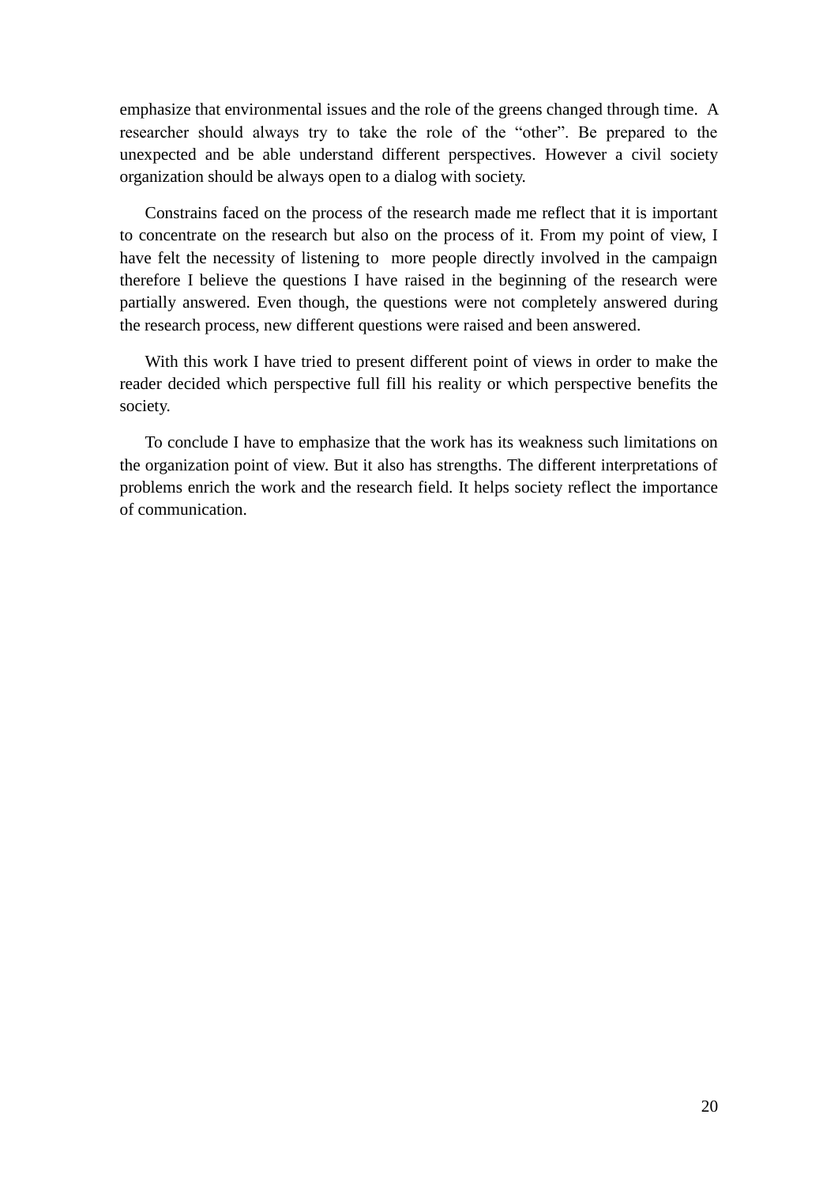emphasize that environmental issues and the role of the greens changed through time. A researcher should always try to take the role of the “other”. Be prepared to the unexpected and be able understand different perspectives. However a civil society organization should be always open to a dialog with society.

Constrains faced on the process of the research made me reflect that it is important to concentrate on the research but also on the process of it. From my point of view, I have felt the necessity of listening to more people directly involved in the campaign therefore I believe the questions I have raised in the beginning of the research were partially answered. Even though, the questions were not completely answered during the research process, new different questions were raised and been answered.

With this work I have tried to present different point of views in order to make the reader decided which perspective full fill his reality or which perspective benefits the society.

To conclude I have to emphasize that the work has its weakness such limitations on the organization point of view. But it also has strengths. The different interpretations of problems enrich the work and the research field. It helps society reflect the importance of communication.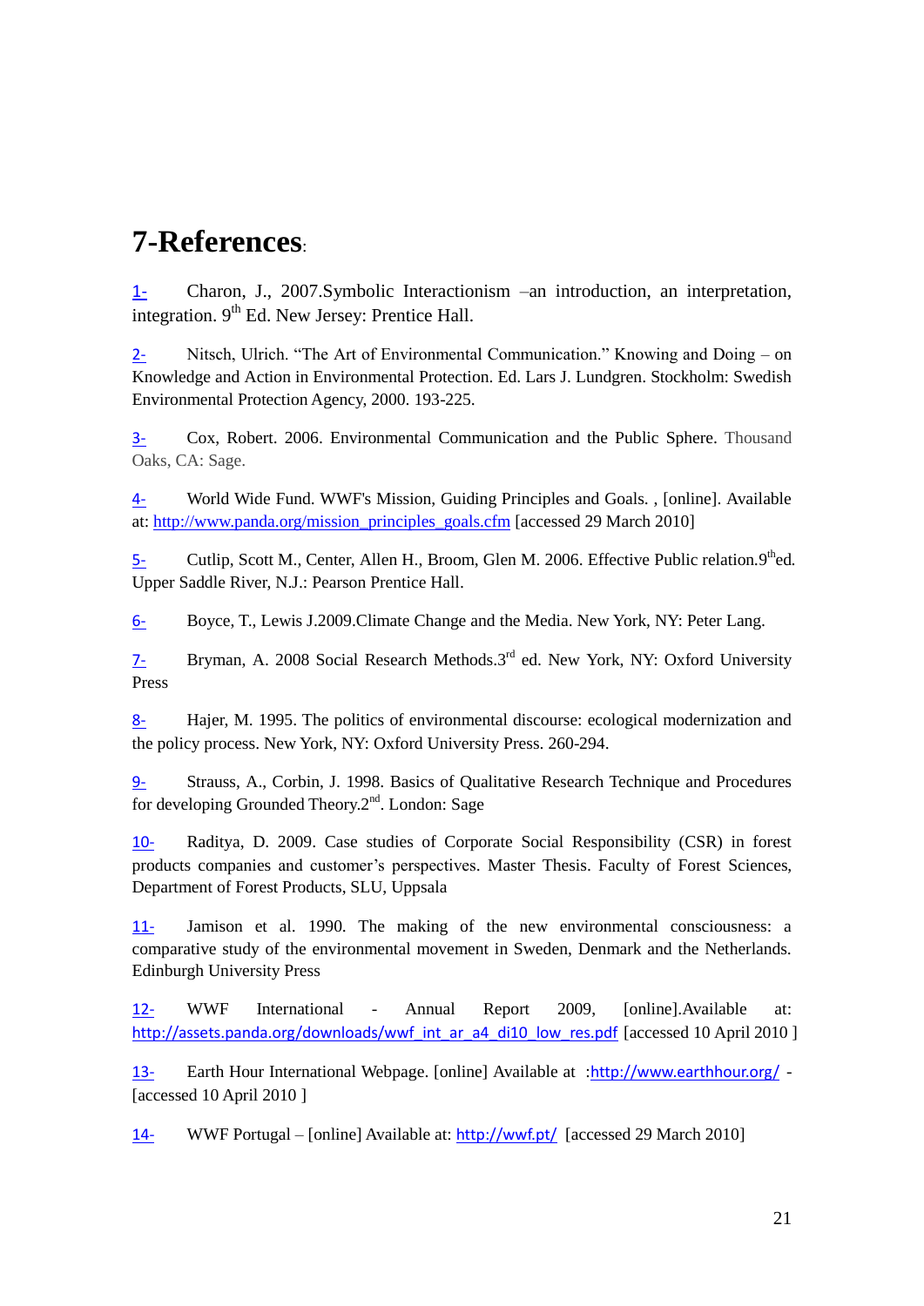# 7-References:

1- Charon, J., 2007.Symbolic Interactionism –an introduction, an interpretation, integration. 9th Ed. New Jersey: Prentice Hall.

2- Nitsch, Ulrich. "The Art of Environmental Communication." Knowing and Doing – on Knowledge and Action in Environmental Protection. Ed. Lars J. Lundgren. Stockholm: Swedish Environmental Protection Agency, 2000. 193-225.

3- Cox, Robert. 2006. Environmental Communication and the Public Sphere. Thousand Oaks, CA: Sage.

4- World Wide Fund. WWF's Mission, Guiding Principles and Goals. , [online]. Available at: http://www.panda.org/mission_principles_goals.cfm [accessed 29 March 2010]

5- Cutlip, Scott M., Center, Allen H., Broom, Glen M. 2006. Effective Public relation.9thed. Upper Saddle River, N.J.: Pearson Prentice Hall.

6- Boyce, T., Lewis J.2009.Climate Change and the Media. New York, NY: Peter Lang.

7- Bryman, A. 2008 Social Research Methods.3rd ed. New York, NY: Oxford University Press

8- Hajer, M. 1995. The politics of environmental discourse: ecological modernization and the policy process. New York, NY: Oxford University Press. 260-294.

9- Strauss, A., Corbin, J. 1998. Basics of Qualitative Research Technique and Procedures for developing Grounded Theory.2nd. London: Sage

10- Raditya, D. 2009. Case studies of Corporate Social Responsibility (CSR) in forest products companies and customer's perspectives. Master Thesis. Faculty of Forest Sciences, Department of Forest Products, SLU, Uppsala

11- Jamison et al. 1990. The making of the new environmental consciousness: a comparative study of the environmental movement in Sweden, Denmark and the Netherlands. Edinburgh University Press

12- WWF International - Annual Report 2009, [online].Available at: http://assets.panda.org/downloads/wwf_int_ar_a4_di10_low_res.pdf [accessed 10 April 2010 ]

13- Earth Hour International Webpage. [online] Available at :http://www.earthhour.org/ - [accessed 10 April 2010 ]

14- WWF Portugal – [online] Available at: http://wwf.pt/ [accessed 29 March 2010]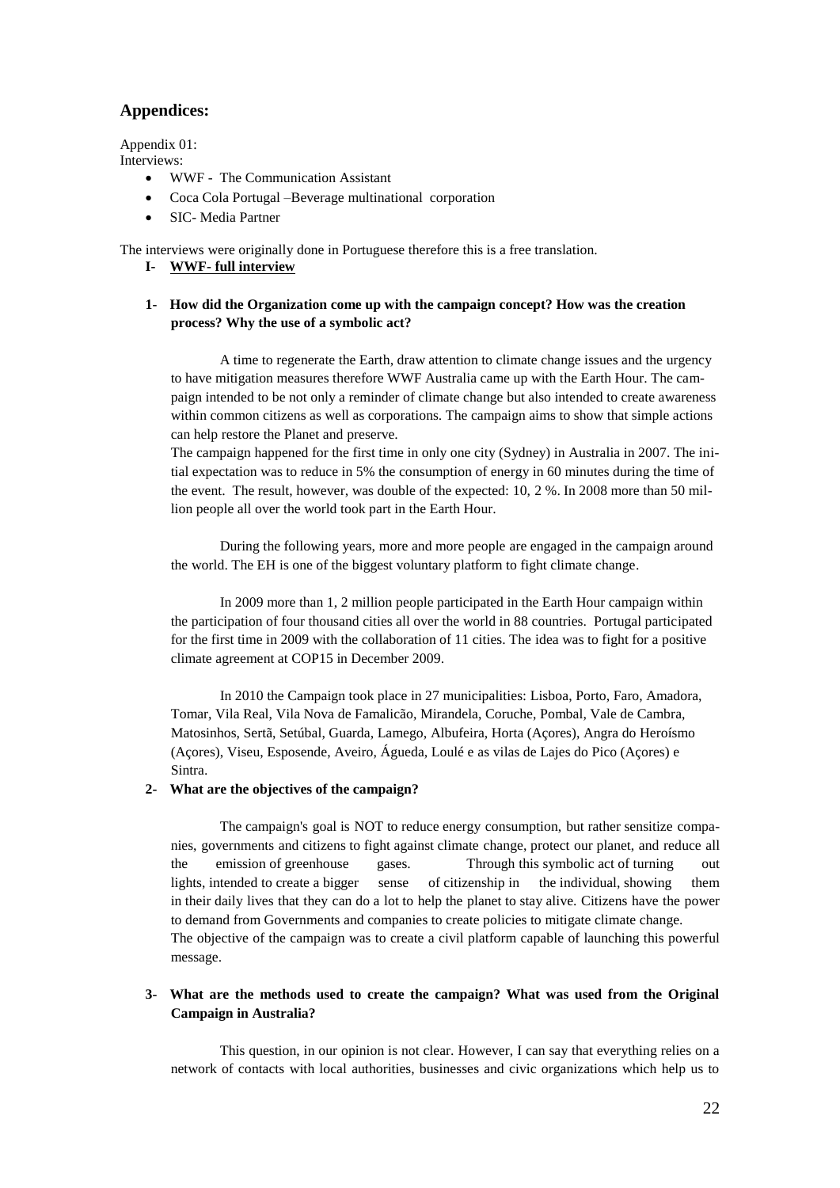## Appendices:

Appendix 01:
Interviews:

- WWF - The Communication Assistant
- Coca Cola Portugal –Beverage multinational corporation
- SIC- Media Partner

The interviews were originally done in Portuguese therefore this is a free translation.

**I- <u>WWF- full interview</u>**

**1- How did the Organization come up with the campaign concept? How was the creation process? Why the use of a symbolic act?**

A time to regenerate the Earth, draw attention to climate change issues and the urgency to have mitigation measures therefore WWF Australia came up with the Earth Hour. The campaign intended to be not only a reminder of climate change but also intended to create awareness within common citizens as well as corporations. The campaign aims to show that simple actions can help restore the Planet and preserve.

The campaign happened for the first time in only one city (Sydney) in Australia in 2007. The initial expectation was to reduce in 5% the consumption of energy in 60 minutes during the time of the event. The result, however, was double of the expected: 10, 2 %. In 2008 more than 50 million people all over the world took part in the Earth Hour.

During the following years, more and more people are engaged in the campaign around the world. The EH is one of the biggest voluntary platform to fight climate change.

In 2009 more than 1, 2 million people participated in the Earth Hour campaign within the participation of four thousand cities all over the world in 88 countries. Portugal participated for the first time in 2009 with the collaboration of 11 cities. The idea was to fight for a positive climate agreement at COP15 in December 2009.

In 2010 the Campaign took place in 27 municipalities: Lisboa, Porto, Faro, Amadora, Tomar, Vila Real, Vila Nova de Famalicão, Mirandela, Coruche, Pombal, Vale de Cambra, Matosinhos, Sertã, Setúbal, Guarda, Lamego, Albufeira, Horta (Açores), Angra do Heroísmo (Açores), Viseu, Esposende, Aveiro, Águeda, Loulé e as vilas de Lajes do Pico (Açores) e Sintra.

**2- What are the objectives of the campaign?**

The campaign's goal is NOT to reduce energy consumption, but rather sensitize companies, governments and citizens to fight against climate change, protect our planet, and reduce all the emission of greenhouse gases. Through this symbolic act of turning out lights, intended to create a bigger sense of citizenship in the individual, showing them in their daily lives that they can do a lot to help the planet to stay alive. Citizens have the power to demand from Governments and companies to create policies to mitigate climate change.

The objective of the campaign was to create a civil platform capable of launching this powerful message.

**3- What are the methods used to create the campaign? What was used from the Original Campaign in Australia?**

This question, in our opinion is not clear. However, I can say that everything relies on a network of contacts with local authorities, businesses and civic organizations which help us to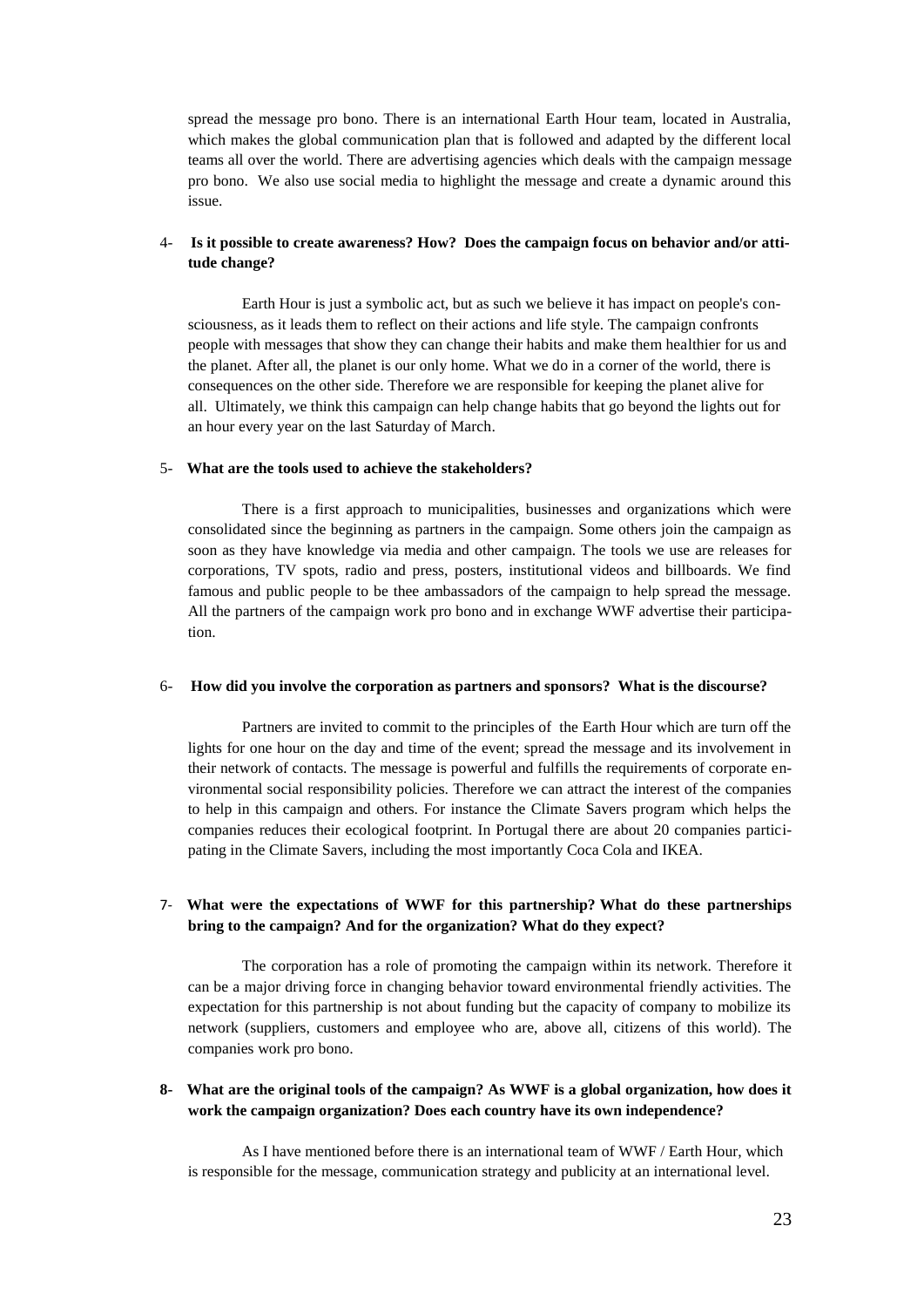spread the message pro bono. There is an international Earth Hour team, located in Australia, which makes the global communication plan that is followed and adapted by the different local teams all over the world. There are advertising agencies which deals with the campaign message pro bono. We also use social media to highlight the message and create a dynamic around this issue.

4- **Is it possible to create awareness? How? Does the campaign focus on behavior and/or attitude change?**

Earth Hour is just a symbolic act, but as such we believe it has impact on people's consciousness, as it leads them to reflect on their actions and life style. The campaign confronts people with messages that show they can change their habits and make them healthier for us and the planet. After all, the planet is our only home. What we do in a corner of the world, there is consequences on the other side. Therefore we are responsible for keeping the planet alive for all. Ultimately, we think this campaign can help change habits that go beyond the lights out for an hour every year on the last Saturday of March.

5- **What are the tools used to achieve the stakeholders?**

There is a first approach to municipalities, businesses and organizations which were consolidated since the beginning as partners in the campaign. Some others join the campaign as soon as they have knowledge via media and other campaign. The tools we use are releases for corporations, TV spots, radio and press, posters, institutional videos and billboards. We find famous and public people to be thee ambassadors of the campaign to help spread the message. All the partners of the campaign work pro bono and in exchange WWF advertise their participation.

6- **How did you involve the corporation as partners and sponsors? What is the discourse?**

Partners are invited to commit to the principles of the Earth Hour which are turn off the lights for one hour on the day and time of the event; spread the message and its involvement in their network of contacts. The message is powerful and fulfills the requirements of corporate environmental social responsibility policies. Therefore we can attract the interest of the companies to help in this campaign and others. For instance the Climate Savers program which helps the companies reduces their ecological footprint. In Portugal there are about 20 companies participating in the Climate Savers, including the most importantly Coca Cola and IKEA.

7- **What were the expectations of WWF for this partnership? What do these partnerships bring to the campaign? And for the organization? What do they expect?**

The corporation has a role of promoting the campaign within its network. Therefore it can be a major driving force in changing behavior toward environmental friendly activities. The expectation for this partnership is not about funding but the capacity of company to mobilize its network (suppliers, customers and employee who are, above all, citizens of this world). The companies work pro bono.

**8- What are the original tools of the campaign? As WWF is a global organization, how does it work the campaign organization? Does each country have its own independence?**

As I have mentioned before there is an international team of WWF / Earth Hour, which is responsible for the message, communication strategy and publicity at an international level.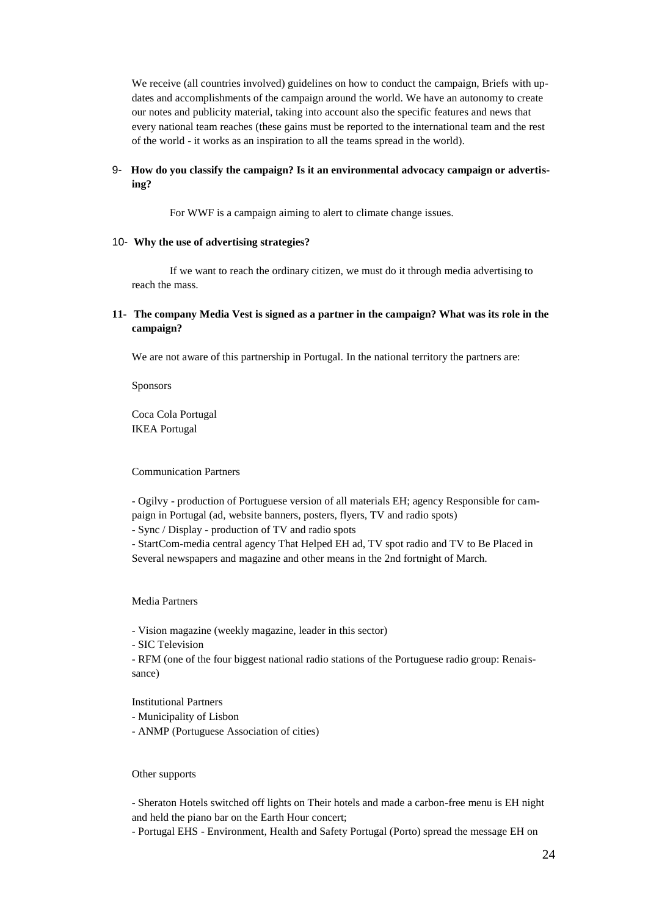We receive (all countries involved) guidelines on how to conduct the campaign, Briefs with updates and accomplishments of the campaign around the world. We have an autonomy to create our notes and publicity material, taking into account also the specific features and news that every national team reaches (these gains must be reported to the international team and the rest of the world - it works as an inspiration to all the teams spread in the world).

9- **How do you classify the campaign? Is it an environmental advocacy campaign or advertising?**

For WWF is a campaign aiming to alert to climate change issues.

10- **Why the use of advertising strategies?**

If we want to reach the ordinary citizen, we must do it through media advertising to reach the mass.

11- **The company Media Vest is signed as a partner in the campaign? What was its role in the campaign?**

We are not aware of this partnership in Portugal. In the national territory the partners are:

Sponsors

Coca Cola Portugal
IKEA Portugal

Communication Partners

- Ogilvy - production of Portuguese version of all materials EH; agency Responsible for campaign in Portugal (ad, website banners, posters, flyers, TV and radio spots)
- Sync / Display - production of TV and radio spots
- StartCom-media central agency That Helped EH ad, TV spot radio and TV to Be Placed in Several newspapers and magazine and other means in the 2nd fortnight of March.

Media Partners

- Vision magazine (weekly magazine, leader in this sector)
- SIC Television
- RFM (one of the four biggest national radio stations of the Portuguese radio group: Renaissance)

Institutional Partners
- Municipality of Lisbon
- ANMP (Portuguese Association of cities)

Other supports

- Sheraton Hotels switched off lights on Their hotels and made a carbon-free menu is EH night and held the piano bar on the Earth Hour concert;
- Portugal EHS - Environment, Health and Safety Portugal (Porto) spread the message EH on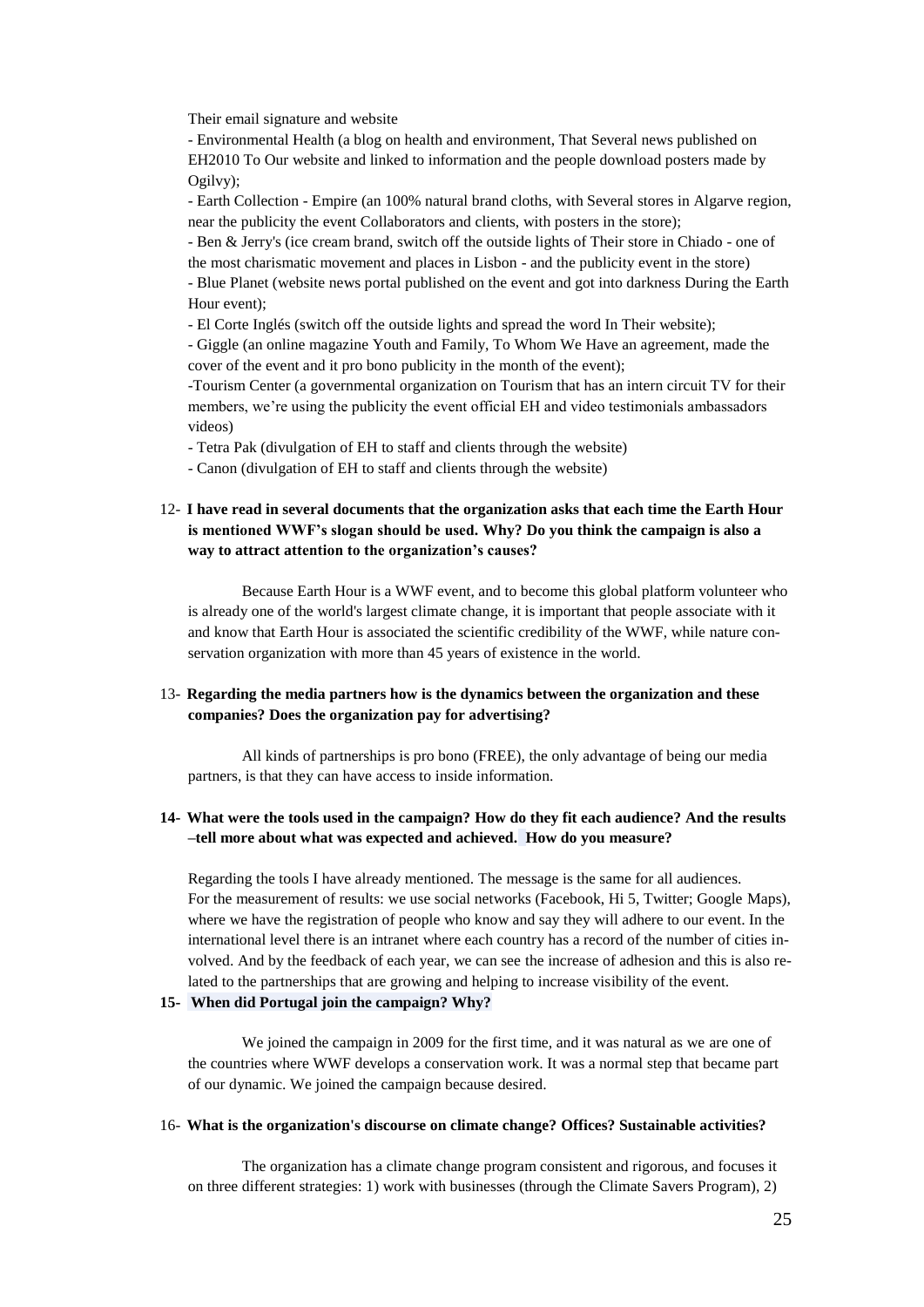Their email signature and website

- Environmental Health (a blog on health and environment, That Several news published on EH2010 To Our website and linked to information and the people download posters made by Ogilvy);
- Earth Collection - Empire (an 100% natural brand cloths, with Several stores in Algarve region, near the publicity the event Collaborators and clients, with posters in the store);
- Ben & Jerry's (ice cream brand, switch off the outside lights of Their store in Chiado - one of the most charismatic movement and places in Lisbon - and the publicity event in the store)
- Blue Planet (website news portal published on the event and got into darkness During the Earth Hour event);
- El Corte Inglés (switch off the outside lights and spread the word In Their website);
- Giggle (an online magazine Youth and Family, To Whom We Have an agreement, made the cover of the event and it pro bono publicity in the month of the event);
- Tourism Center (a governmental organization on Tourism that has an intern circuit TV for their members, we're using the publicity the event official EH and video testimonials ambassadors videos)
- Tetra Pak (divulgation of EH to staff and clients through the website)
- Canon (divulgation of EH to staff and clients through the website)

12- **I have read in several documents that the organization asks that each time the Earth Hour is mentioned WWF's slogan should be used. Why? Do you think the campaign is also a way to attract attention to the organization's causes?**

Because Earth Hour is a WWF event, and to become this global platform volunteer who is already one of the world's largest climate change, it is important that people associate with it and know that Earth Hour is associated the scientific credibility of the WWF, while nature conservation organization with more than 45 years of existence in the world.

13- **Regarding the media partners how is the dynamics between the organization and these companies? Does the organization pay for advertising?**

All kinds of partnerships is pro bono (FREE), the only advantage of being our media partners, is that they can have access to inside information.

**14- What were the tools used in the campaign? How do they fit each audience? And the results –tell more about what was expected and achieved. How do you measure?**

Regarding the tools I have already mentioned. The message is the same for all audiences.
For the measurement of results: we use social networks (Facebook, Hi 5, Twitter; Google Maps), where we have the registration of people who know and say they will adhere to our event. In the international level there is an intranet where each country has a record of the number of cities involved. And by the feedback of each year, we can see the increase of adhesion and this is also related to the partnerships that are growing and helping to increase visibility of the event.

**15- When did Portugal join the campaign? Why?**

We joined the campaign in 2009 for the first time, and it was natural as we are one of the countries where WWF develops a conservation work. It was a normal step that became part of our dynamic. We joined the campaign because desired.

16- **What is the organization's discourse on climate change? Offices? Sustainable activities?**

The organization has a climate change program consistent and rigorous, and focuses it on three different strategies: 1) work with businesses (through the Climate Savers Program), 2)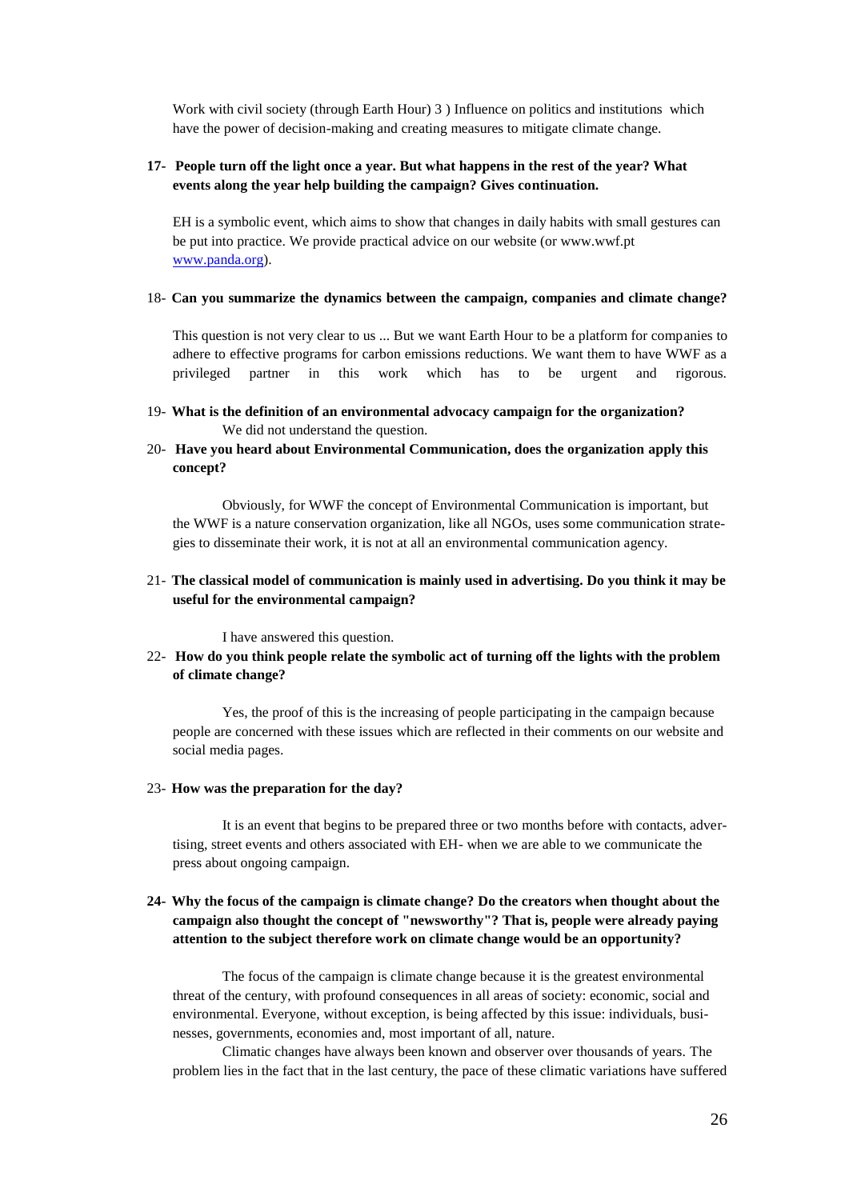Work with civil society (through Earth Hour) 3 ) Influence on politics and institutions which have the power of decision-making and creating measures to mitigate climate change.

**17- People turn off the light once a year. But what happens in the rest of the year? What events along the year help building the campaign? Gives continuation.**

EH is a symbolic event, which aims to show that changes in daily habits with small gestures can be put into practice. We provide practical advice on our website (or www.wwf.pt www.panda.org).

18- **Can you summarize the dynamics between the campaign, companies and climate change?**

This question is not very clear to us ... But we want Earth Hour to be a platform for companies to adhere to effective programs for carbon emissions reductions. We want them to have WWF as a privileged partner in this work which has to be urgent and rigorous.

19- **What is the definition of an environmental advocacy campaign for the organization?**
We did not understand the question.

20- **Have you heard about Environmental Communication, does the organization apply this concept?**

Obviously, for WWF the concept of Environmental Communication is important, but the WWF is a nature conservation organization, like all NGOs, uses some communication strategies to disseminate their work, it is not at all an environmental communication agency.

21- **The classical model of communication is mainly used in advertising. Do you think it may be useful for the environmental campaign?**

I have answered this question.

22- **How do you think people relate the symbolic act of turning off the lights with the problem of climate change?**

Yes, the proof of this is the increasing of people participating in the campaign because people are concerned with these issues which are reflected in their comments on our website and social media pages.

23- **How was the preparation for the day?**

It is an event that begins to be prepared three or two months before with contacts, advertising, street events and others associated with EH- when we are able to we communicate the press about ongoing campaign.

**24- Why the focus of the campaign is climate change? Do the creators when thought about the campaign also thought the concept of "newsworthy"? That is, people were already paying attention to the subject therefore work on climate change would be an opportunity?**

The focus of the campaign is climate change because it is the greatest environmental threat of the century, with profound consequences in all areas of society: economic, social and environmental. Everyone, without exception, is being affected by this issue: individuals, businesses, governments, economies and, most important of all, nature.

Climatic changes have always been known and observer over thousands of years. The problem lies in the fact that in the last century, the pace of these climatic variations have suffered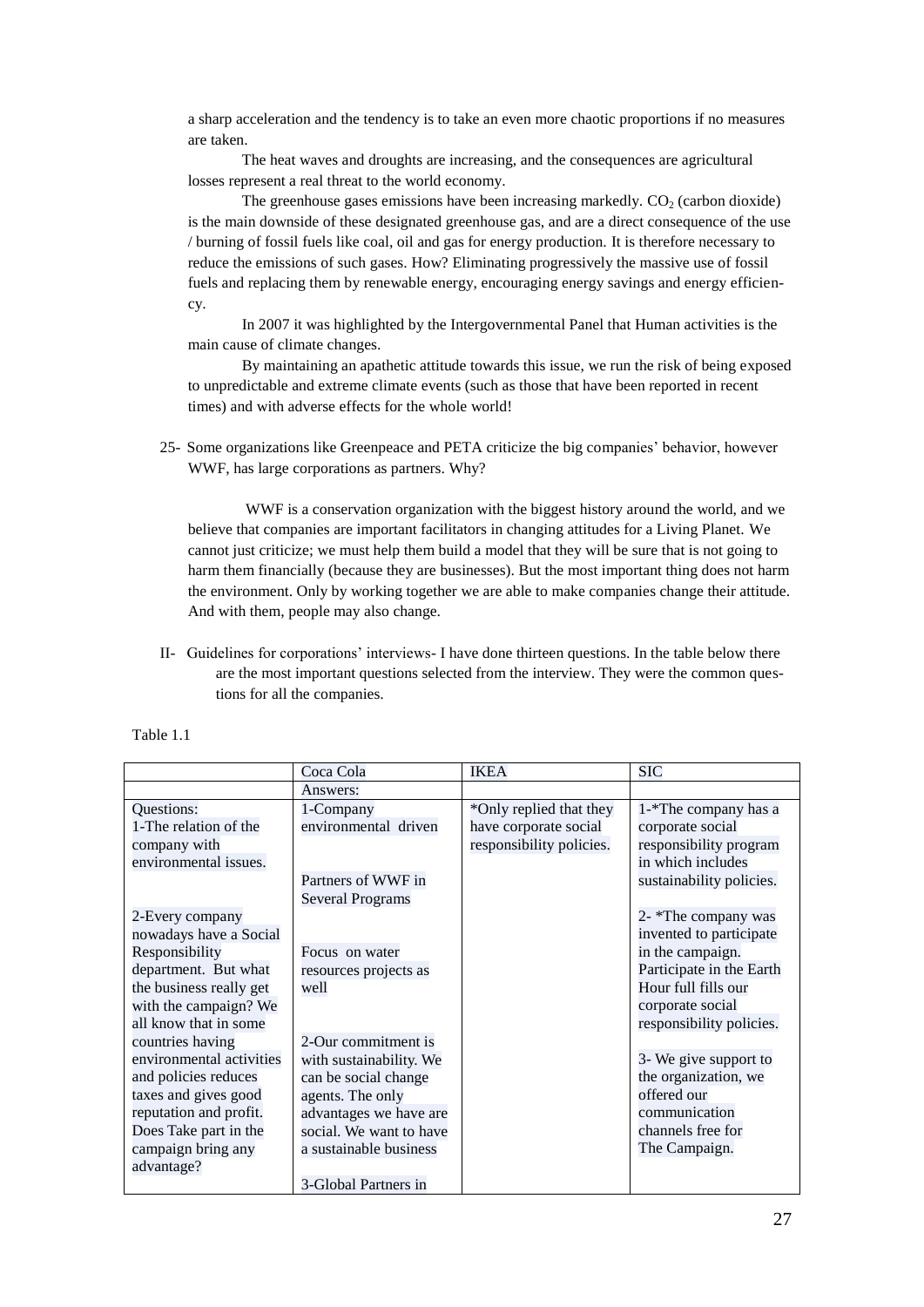a sharp acceleration and the tendency is to take an even more chaotic proportions if no measures are taken.

The heat waves and droughts are increasing, and the consequences are agricultural losses represent a real threat to the world economy.

The greenhouse gases emissions have been increasing markedly. $CO_2$ (carbon dioxide) is the main downside of these designated greenhouse gas, and are a direct consequence of the use / burning of fossil fuels like coal, oil and gas for energy production. It is therefore necessary to reduce the emissions of such gases. How? Eliminating progressively the massive use of fossil fuels and replacing them by renewable energy, encouraging energy savings and energy efficiency.

In 2007 it was highlighted by the Intergovernmental Panel that Human activities is the main cause of climate changes.

By maintaining an apathetic attitude towards this issue, we run the risk of being exposed to unpredictable and extreme climate events (such as those that have been reported in recent times) and with adverse effects for the whole world!

25- Some organizations like Greenpeace and PETA criticize the big companies' behavior, however WWF, has large corporations as partners. Why?

WWF is a conservation organization with the biggest history around the world, and we believe that companies are important facilitators in changing attitudes for a Living Planet. We cannot just criticize; we must help them build a model that they will be sure that is not going to harm them financially (because they are businesses). But the most important thing does not harm the environment. Only by working together we are able to make companies change their attitude. And with them, people may also change.

II- Guidelines for corporations' interviews- I have done thirteen questions. In the table below there are the most important questions selected from the interview. They were the common questions for all the companies.

Table 1.1

| | Coca Cola | IKEA | SIC |
|---|---|---|---|
| | Answers: | | |
| Questions:<br>1-The relation of the company with environmental issues.<br><br>2-Every company nowadays have a Social Responsibility department. But what the business really get with the campaign? We all know that in some countries having environmental activities and policies reduces taxes and gives good reputation and profit. Does Take part in the campaign bring any advantage? | 1-Company environmental driven<br><br>Partners of WWF in Several Programs<br><br>Focus on water resources projects as well<br><br>2-Our commitment is with sustainability. We can be social change agents. The only advantages we have are social. We want to have a sustainable business<br><br>3-Global Partners in | *Only replied that they have corporate social responsibility policies. | 1-*The company has a corporate social responsibility program in which includes sustainability policies.<br><br>2- *The company was invented to participate in the campaign. Participate in the Earth Hour full fills our corporate social responsibility policies.<br><br>3- We give support to the organization, we offered our communication channels free for The Campaign. |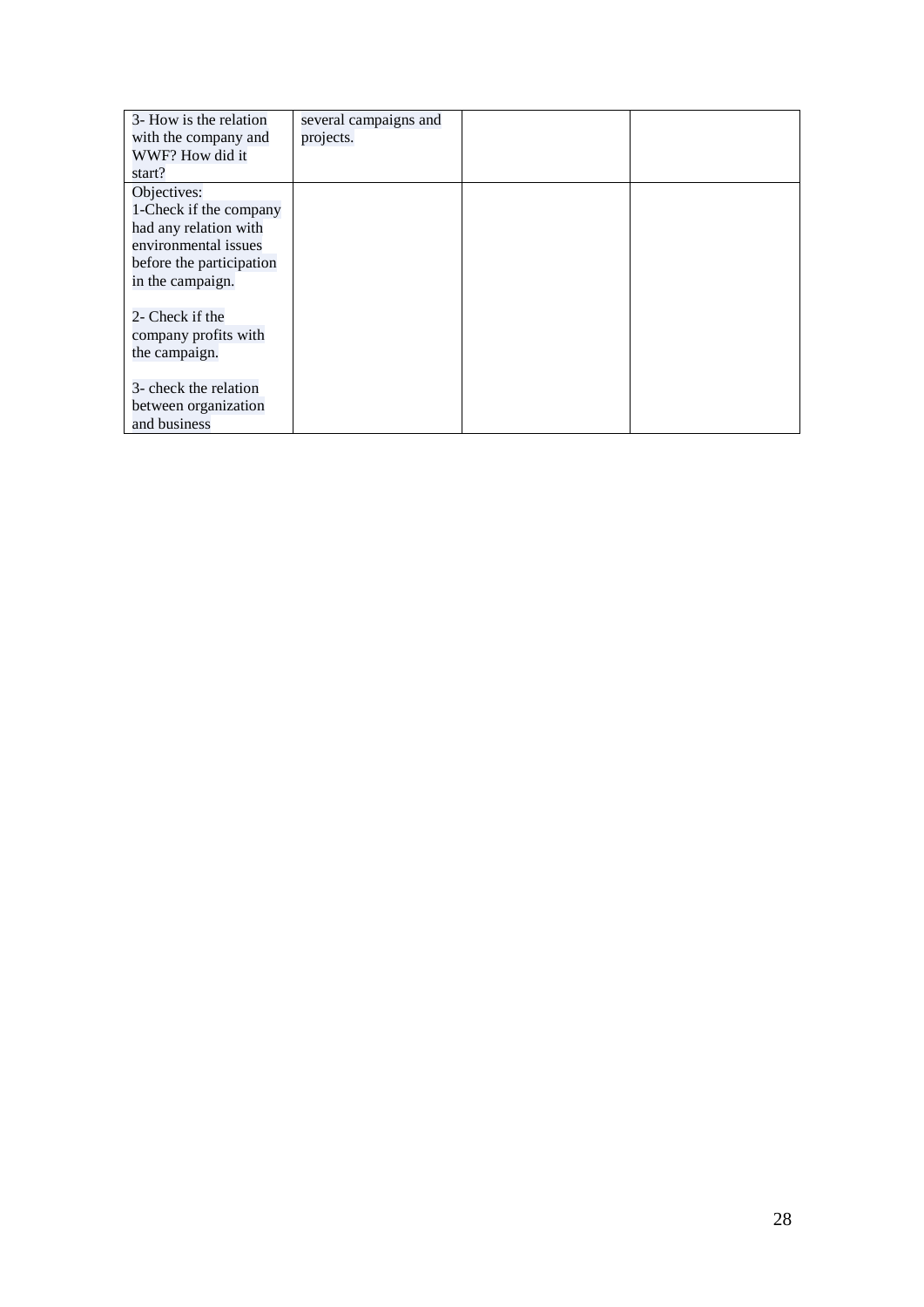| | | | |
|---|---|---|---|
| 3- How is the relation with the company and WWF? How did it start? | several campaigns and projects. | | |
| Objectives:<br>1-Check if the company had any relation with environmental issues before the participation in the campaign.<br><br>2- Check if the company profits with the campaign.<br><br>3- check the relation between organization and business | | | |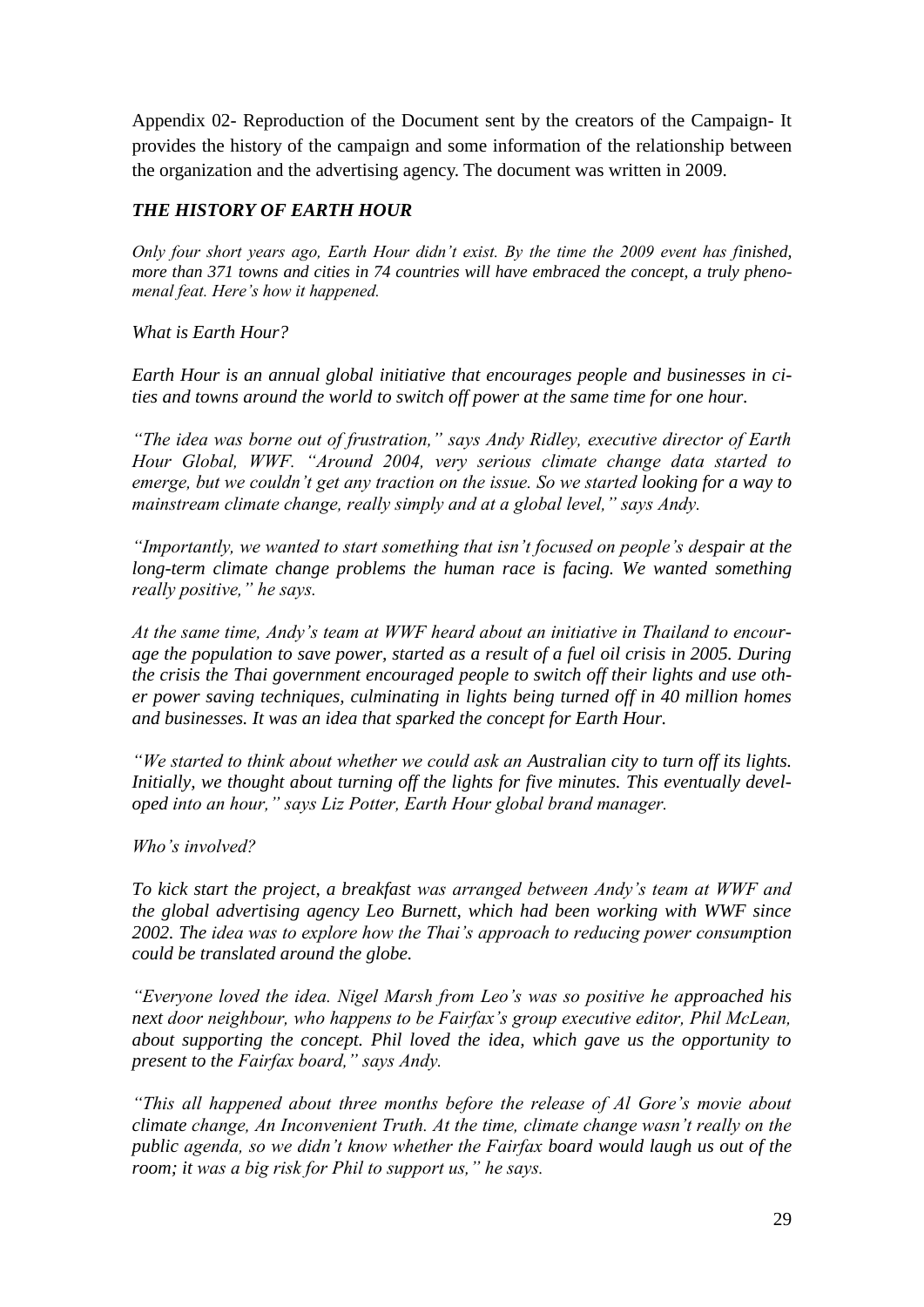Appendix 02- Reproduction of the Document sent by the creators of the Campaign- It provides the history of the campaign and some information of the relationship between the organization and the advertising agency. The document was written in 2009.

### *THE HISTORY OF EARTH HOUR*

*Only four short years ago, Earth Hour didn't exist. By the time the 2009 event has finished, more than 371 towns and cities in 74 countries will have embraced the concept, a truly phenomenal feat. Here's how it happened.*

*What is Earth Hour?*

*Earth Hour is an annual global initiative that encourages people and businesses in cities and towns around the world to switch off power at the same time for one hour.*

*"The idea was borne out of frustration," says Andy Ridley, executive director of Earth Hour Global, WWF. "Around 2004, very serious climate change data started to emerge, but we couldn't get any traction on the issue. So we started looking for a way to mainstream climate change, really simply and at a global level," says Andy.*

*"Importantly, we wanted to start something that isn't focused on people's despair at the long-term climate change problems the human race is facing. We wanted something really positive," he says.*

*At the same time, Andy's team at WWF heard about an initiative in Thailand to encourage the population to save power, started as a result of a fuel oil crisis in 2005. During the crisis the Thai government encouraged people to switch off their lights and use other power saving techniques, culminating in lights being turned off in 40 million homes and businesses. It was an idea that sparked the concept for Earth Hour.*

*"We started to think about whether we could ask an Australian city to turn off its lights. Initially, we thought about turning off the lights for five minutes. This eventually developed into an hour," says Liz Potter, Earth Hour global brand manager.*

*Who's involved?*

*To kick start the project, a breakfast was arranged between Andy's team at WWF and the global advertising agency Leo Burnett, which had been working with WWF since 2002. The idea was to explore how the Thai's approach to reducing power consumption could be translated around the globe.*

*"Everyone loved the idea. Nigel Marsh from Leo's was so positive he approached his next door neighbour, who happens to be Fairfax's group executive editor, Phil McLean, about supporting the concept. Phil loved the idea, which gave us the opportunity to present to the Fairfax board," says Andy.*

*"This all happened about three months before the release of Al Gore's movie about climate change, An Inconvenient Truth. At the time, climate change wasn't really on the public agenda, so we didn't know whether the Fairfax board would laugh us out of the room; it was a big risk for Phil to support us," he says.*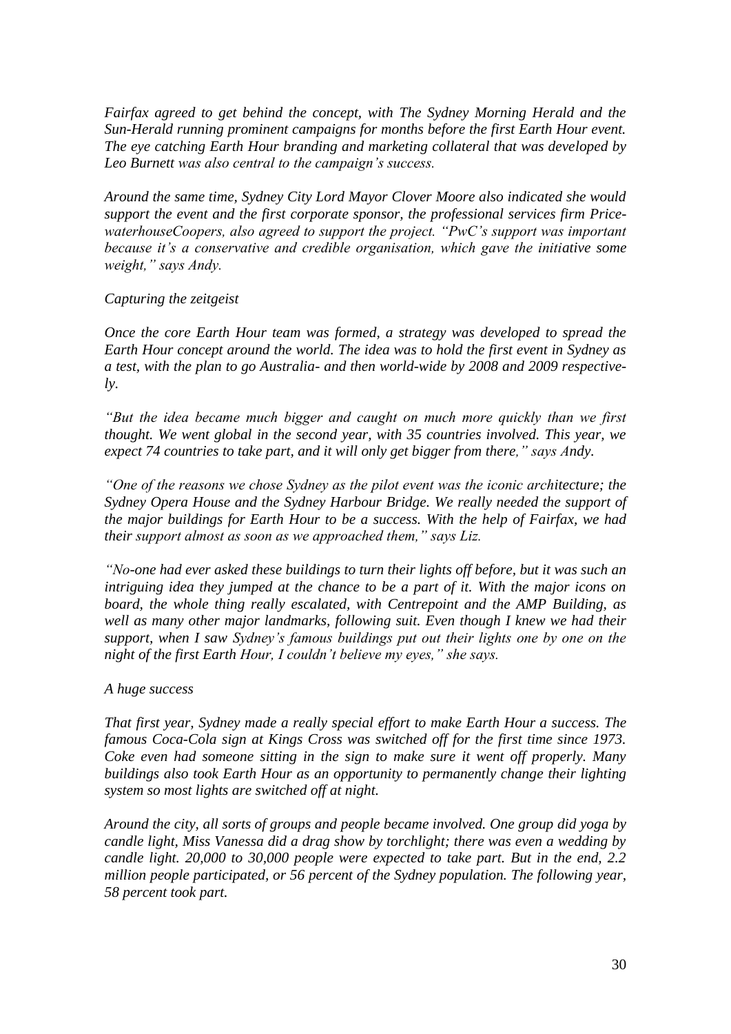*Fairfax agreed to get behind the concept, with The Sydney Morning Herald and the Sun-Herald running prominent campaigns for months before the first Earth Hour event. The eye catching Earth Hour branding and marketing collateral that was developed by Leo Burnett was also central to the campaign's success.*

*Around the same time, Sydney City Lord Mayor Clover Moore also indicated she would support the event and the first corporate sponsor, the professional services firm PricewaterhouseCoopers, also agreed to support the project. "PwC's support was important because it's a conservative and credible organisation, which gave the initiative some weight," says Andy.*

*Capturing the zeitgeist*

*Once the core Earth Hour team was formed, a strategy was developed to spread the Earth Hour concept around the world. The idea was to hold the first event in Sydney as a test, with the plan to go Australia- and then world-wide by 2008 and 2009 respectively.*

*"But the idea became much bigger and caught on much more quickly than we first thought. We went global in the second year, with 35 countries involved. This year, we expect 74 countries to take part, and it will only get bigger from there," says Andy.*

*"One of the reasons we chose Sydney as the pilot event was the iconic architecture; the Sydney Opera House and the Sydney Harbour Bridge. We really needed the support of the major buildings for Earth Hour to be a success. With the help of Fairfax, we had their support almost as soon as we approached them," says Liz.*

*"No-one had ever asked these buildings to turn their lights off before, but it was such an intriguing idea they jumped at the chance to be a part of it. With the major icons on board, the whole thing really escalated, with Centrepoint and the AMP Building, as well as many other major landmarks, following suit. Even though I knew we had their support, when I saw Sydney's famous buildings put out their lights one by one on the night of the first Earth Hour, I couldn't believe my eyes," she says.*

*A huge success*

*That first year, Sydney made a really special effort to make Earth Hour a success. The famous Coca-Cola sign at Kings Cross was switched off for the first time since 1973. Coke even had someone sitting in the sign to make sure it went off properly. Many buildings also took Earth Hour as an opportunity to permanently change their lighting system so most lights are switched off at night.*

*Around the city, all sorts of groups and people became involved. One group did yoga by candle light, Miss Vanessa did a drag show by torchlight; there was even a wedding by candle light. 20,000 to 30,000 people were expected to take part. But in the end, 2.2 million people participated, or 56 percent of the Sydney population. The following year, 58 percent took part.*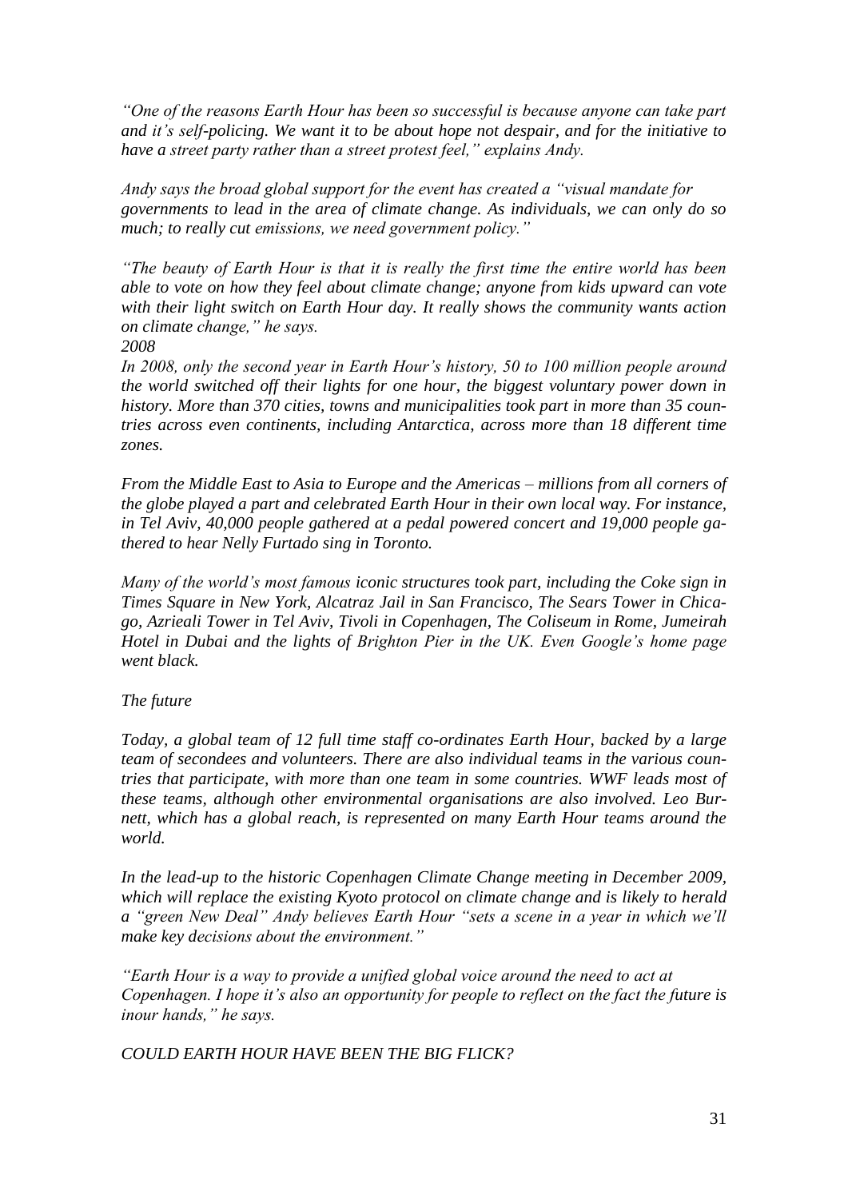*"One of the reasons Earth Hour has been so successful is because anyone can take part and it's self-policing. We want it to be about hope not despair, and for the initiative to have a street party rather than a street protest feel," explains Andy.*

*Andy says the broad global support for the event has created a "visual mandate for governments to lead in the area of climate change. As individuals, we can only do so much; to really cut emissions, we need government policy."*

*"The beauty of Earth Hour is that it is really the first time the entire world has been able to vote on how they feel about climate change; anyone from kids upward can vote with their light switch on Earth Hour day. It really shows the community wants action on climate change," he says.*

*2008*

*In 2008, only the second year in Earth Hour's history, 50 to 100 million people around the world switched off their lights for one hour, the biggest voluntary power down in history. More than 370 cities, towns and municipalities took part in more than 35 countries across even continents, including Antarctica, across more than 18 different time zones.*

*From the Middle East to Asia to Europe and the Americas – millions from all corners of the globe played a part and celebrated Earth Hour in their own local way. For instance, in Tel Aviv, 40,000 people gathered at a pedal powered concert and 19,000 people gathered to hear Nelly Furtado sing in Toronto.*

*Many of the world's most famous iconic structures took part, including the Coke sign in Times Square in New York, Alcatraz Jail in San Francisco, The Sears Tower in Chicago, Azrieali Tower in Tel Aviv, Tivoli in Copenhagen, The Coliseum in Rome, Jumeirah Hotel in Dubai and the lights of Brighton Pier in the UK. Even Google's home page went black.*

*The future*

*Today, a global team of 12 full time staff co-ordinates Earth Hour, backed by a large team of secondees and volunteers. There are also individual teams in the various countries that participate, with more than one team in some countries. WWF leads most of these teams, although other environmental organisations are also involved. Leo Burnett, which has a global reach, is represented on many Earth Hour teams around the world.*

*In the lead-up to the historic Copenhagen Climate Change meeting in December 2009, which will replace the existing Kyoto protocol on climate change and is likely to herald a "green New Deal" Andy believes Earth Hour "sets a scene in a year in which we'll make key decisions about the environment."*

*"Earth Hour is a way to provide a unified global voice around the need to act at Copenhagen. I hope it's also an opportunity for people to reflect on the fact the future is inour hands," he says.*

*COULD EARTH HOUR HAVE BEEN THE BIG FLICK?*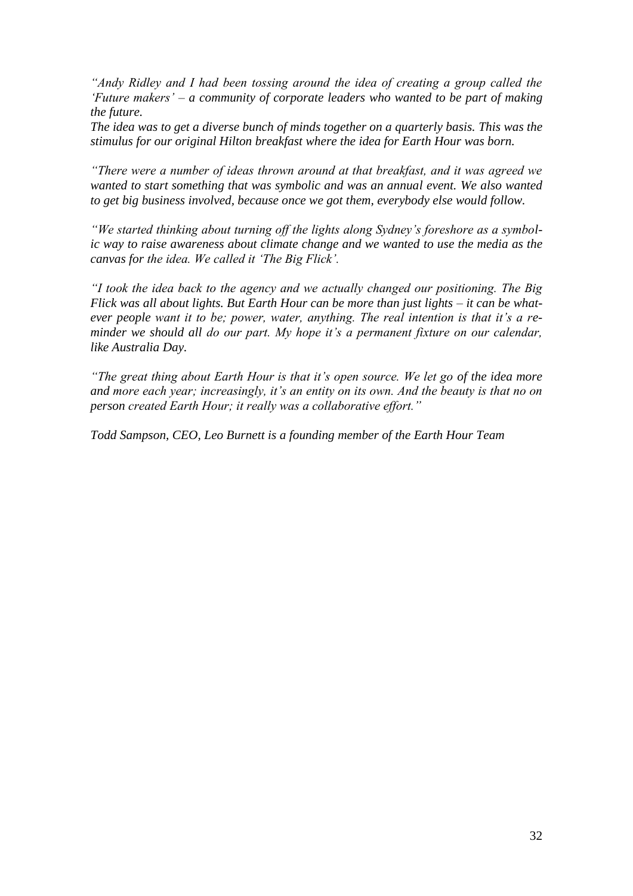*"Andy Ridley and I had been tossing around the idea of creating a group called the 'Future makers' – a community of corporate leaders who wanted to be part of making the future.*
*The idea was to get a diverse bunch of minds together on a quarterly basis. This was the stimulus for our original Hilton breakfast where the idea for Earth Hour was born.*

*"There were a number of ideas thrown around at that breakfast, and it was agreed we wanted to start something that was symbolic and was an annual event. We also wanted to get big business involved, because once we got them, everybody else would follow.*

*"We started thinking about turning off the lights along Sydney's foreshore as a symbolic way to raise awareness about climate change and we wanted to use the media as the canvas for the idea. We called it 'The Big Flick'.*

*"I took the idea back to the agency and we actually changed our positioning. The Big Flick was all about lights. But Earth Hour can be more than just lights – it can be whatever people want it to be; power, water, anything. The real intention is that it's a reminder we should all do our part. My hope it's a permanent fixture on our calendar, like Australia Day.*

*"The great thing about Earth Hour is that it's open source. We let go of the idea more and more each year; increasingly, it's an entity on its own. And the beauty is that no on person created Earth Hour; it really was a collaborative effort."*

*Todd Sampson, CEO, Leo Burnett is a founding member of the Earth Hour Team*